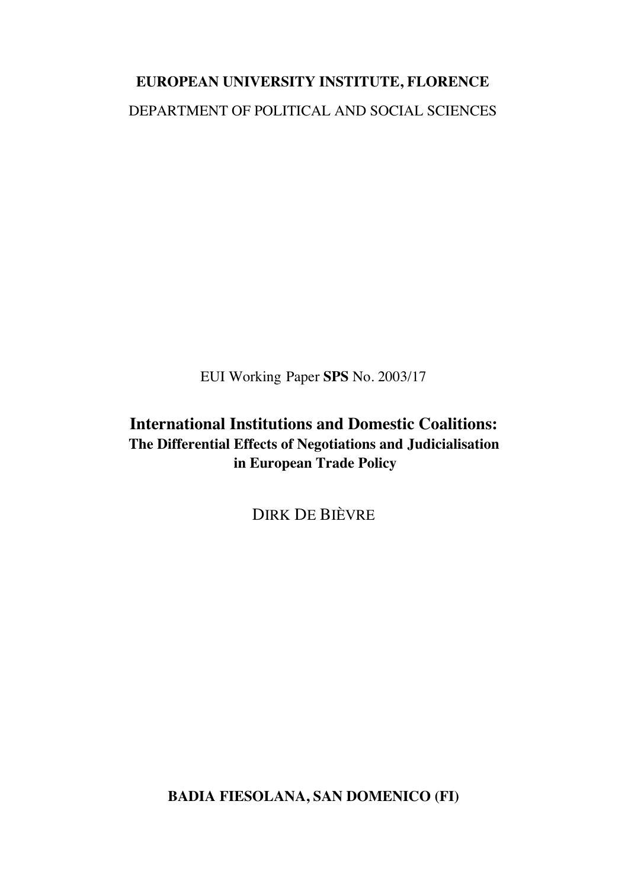**EUROPEAN UNIVERSITY INSTITUTE, FLORENCE**

DEPARTMENT OF POLITICAL AND SOCIAL SCIENCES

EUI Working Paper **SPS** No. 2003/17

# International Institutions and Domestic Coalitions:

## The Differential Effects of Negotiations and Judicialisation in European Trade Policy

DIRK DE BIÈVRE

**BADIA FIESOLANA, SAN DOMENICO (FI)**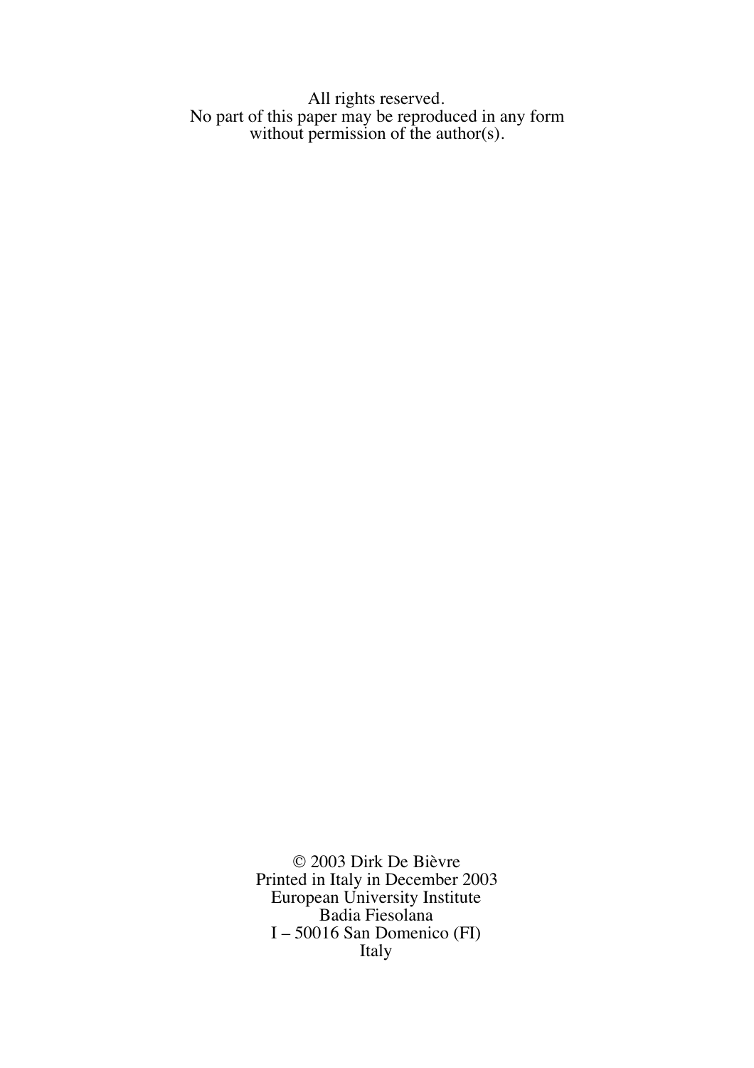All rights reserved.
No part of this paper may be reproduced in any form
without permission of the author(s).

© 2003 Dirk De Bièvre
Printed in Italy in December 2003
European University Institute
Badia Fiesolana
I – 50016 San Domenico (FI)
Italy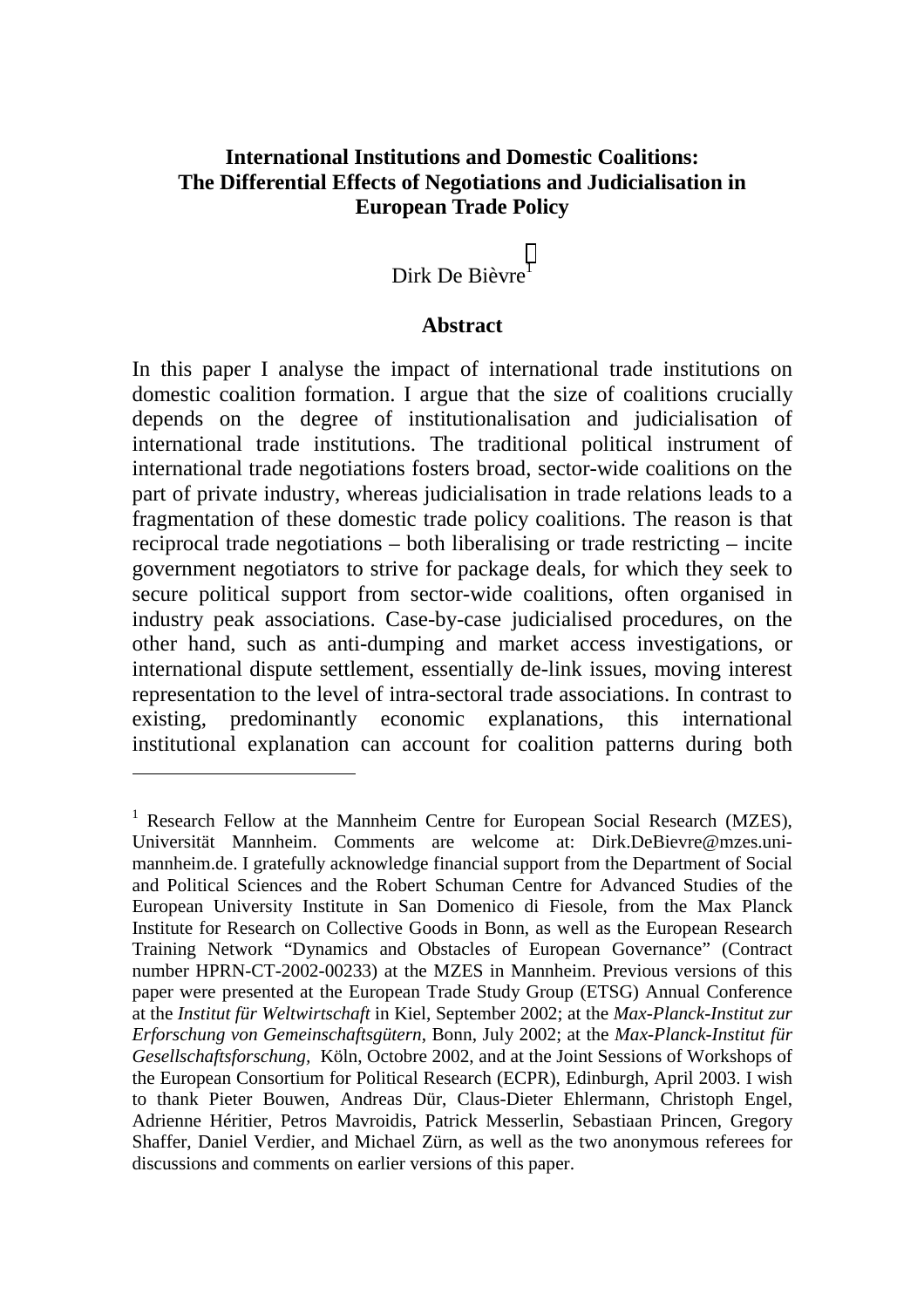**International Institutions and Domestic Coalitions:**
**The Differential Effects of Negotiations and Judicialisation in European Trade Policy**

Dirk De Bièvre[1]

**Abstract**

In this paper I analyse the impact of international trade institutions on domestic coalition formation. I argue that the size of coalitions crucially depends on the degree of institutionalisation and judicialisation of international trade institutions. The traditional political instrument of international trade negotiations fosters broad, sector-wide coalitions on the part of private industry, whereas judicialisation in trade relations leads to a fragmentation of these domestic trade policy coalitions. The reason is that reciprocal trade negotiations – both liberalising or trade restricting – incite government negotiators to strive for package deals, for which they seek to secure political support from sector-wide coalitions, often organised in industry peak associations. Case-by-case judicialised procedures, on the other hand, such as anti-dumping and market access investigations, or international dispute settlement, essentially de-link issues, moving interest representation to the level of intra-sectoral trade associations. In contrast to existing, predominantly economic explanations, this international institutional explanation can account for coalition patterns during both

---

[1] Research Fellow at the Mannheim Centre for European Social Research (MZES), Universität Mannheim. Comments are welcome at: Dirk.DeBievre@mzes.uni-mannheim.de. I gratefully acknowledge financial support from the Department of Social and Political Sciences and the Robert Schuman Centre for Advanced Studies of the European University Institute in San Domenico di Fiesole, from the Max Planck Institute for Research on Collective Goods in Bonn, as well as the European Research Training Network "Dynamics and Obstacles of European Governance" (Contract number HPRN-CT-2002-00233) at the MZES in Mannheim. Previous versions of this paper were presented at the European Trade Study Group (ETSG) Annual Conference at the *Institut für Weltwirtschaft* in Kiel, September 2002; at the *Max-Planck-Institut zur Erforschung von Gemeinschaftsgütern*, Bonn, July 2002; at the *Max-Planck-Institut für Gesellschaftsforschung*, Köln, Octobre 2002, and at the Joint Sessions of Workshops of the European Consortium for Political Research (ECPR), Edinburgh, April 2003. I wish to thank Pieter Bouwen, Andreas Dür, Claus-Dieter Ehlermann, Christoph Engel, Adrienne Héritier, Petros Mavroidis, Patrick Messerlin, Sebastiaan Princen, Gregory Shaffer, Daniel Verdier, and Michael Zürn, as well as the two anonymous referees for discussions and comments on earlier versions of this paper.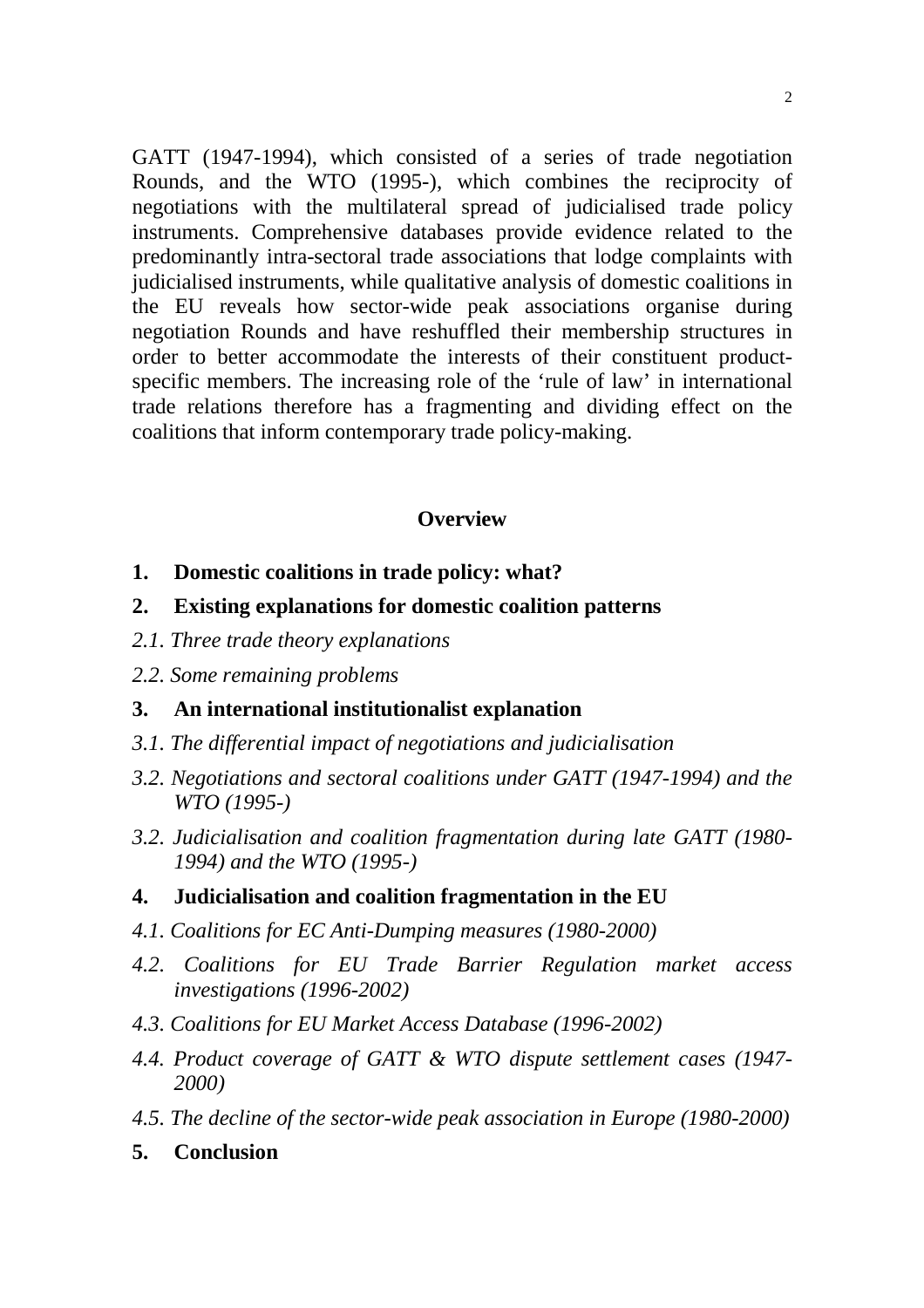GATT (1947-1994), which consisted of a series of trade negotiation Rounds, and the WTO (1995-), which combines the reciprocity of negotiations with the multilateral spread of judicialised trade policy instruments. Comprehensive databases provide evidence related to the predominantly intra-sectoral trade associations that lodge complaints with judicialised instruments, while qualitative analysis of domestic coalitions in the EU reveals how sector-wide peak associations organise during negotiation Rounds and have reshuffled their membership structures in order to better accommodate the interests of their constituent product-specific members. The increasing role of the 'rule of law' in international trade relations therefore has a fragmenting and dividing effect on the coalitions that inform contemporary trade policy-making.

## Overview

**1. Domestic coalitions in trade policy: what?**

**2. Existing explanations for domestic coalition patterns**

*2.1. Three trade theory explanations*

*2.2. Some remaining problems*

**3. An international institutionalist explanation**

*3.1. The differential impact of negotiations and judicialisation*

*3.2. Negotiations and sectoral coalitions under GATT (1947-1994) and the WTO (1995-)*

*3.2. Judicialisation and coalition fragmentation during late GATT (1980-1994) and the WTO (1995-)*

**4. Judicialisation and coalition fragmentation in the EU**

*4.1. Coalitions for EC Anti-Dumping measures (1980-2000)*

*4.2. Coalitions for EU Trade Barrier Regulation market access investigations (1996-2002)*

*4.3. Coalitions for EU Market Access Database (1996-2002)*

*4.4. Product coverage of GATT & WTO dispute settlement cases (1947-2000)*

*4.5. The decline of the sector-wide peak association in Europe (1980-2000)*

**5. Conclusion**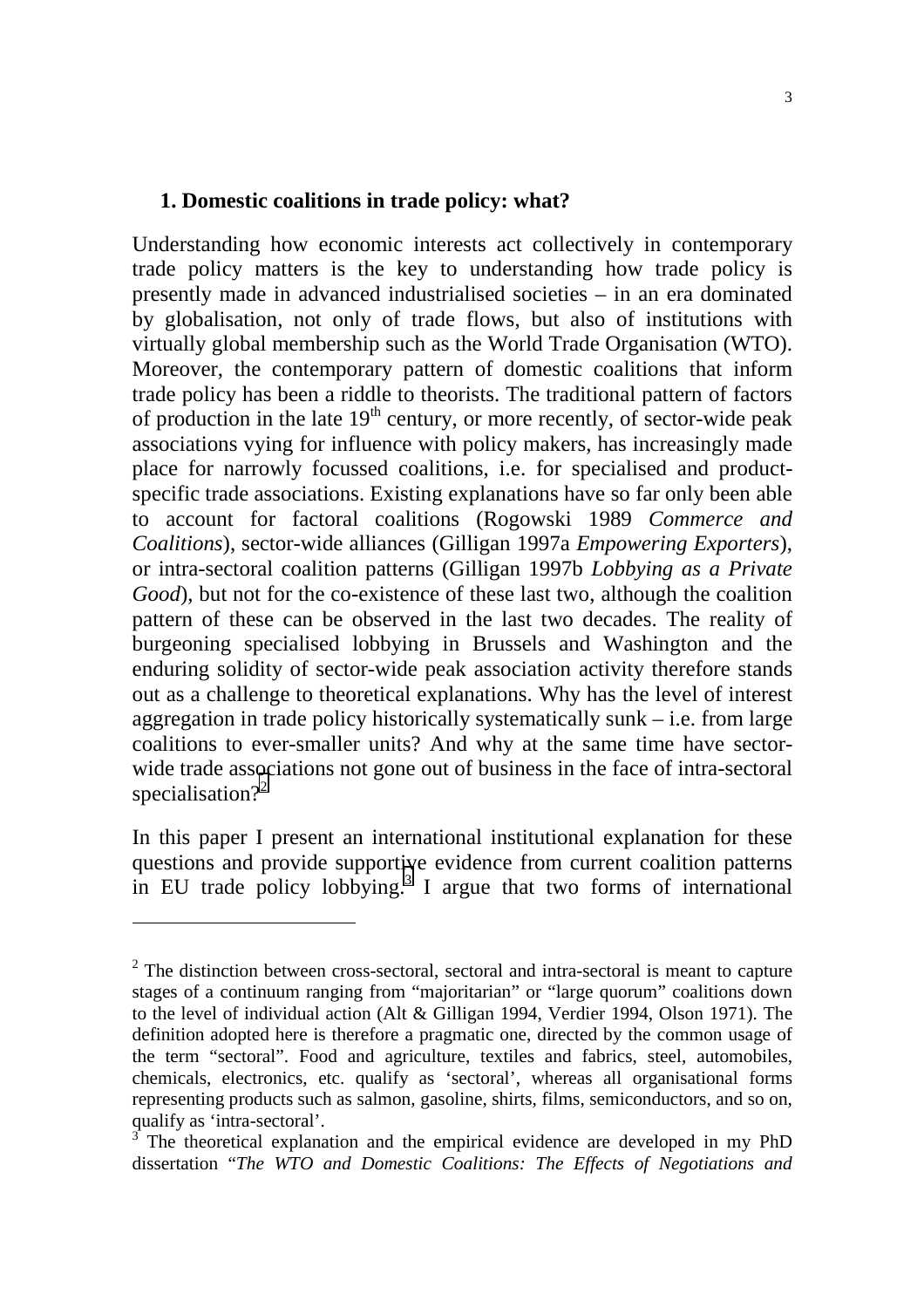## 1. Domestic coalitions in trade policy: what?

Understanding how economic interests act collectively in contemporary trade policy matters is the key to understanding how trade policy is presently made in advanced industrialised societies – in an era dominated by globalisation, not only of trade flows, but also of institutions with virtually global membership such as the World Trade Organisation (WTO). Moreover, the contemporary pattern of domestic coalitions that inform trade policy has been a riddle to theorists. The traditional pattern of factors of production in the late 19th century, or more recently, of sector-wide peak associations vying for influence with policy makers, has increasingly made place for narrowly focussed coalitions, i.e. for specialised and product-specific trade associations. Existing explanations have so far only been able to account for factoral coalitions (Rogowski 1989 *Commerce and Coalitions*), sector-wide alliances (Gilligan 1997a *Empowering Exporters*), or intra-sectoral coalition patterns (Gilligan 1997b *Lobbying as a Private Good*), but not for the co-existence of these last two, although the coalition pattern of these can be observed in the last two decades. The reality of burgeoning specialised lobbying in Brussels and Washington and the enduring solidity of sector-wide peak association activity therefore stands out as a challenge to theoretical explanations. Why has the level of interest aggregation in trade policy historically systematically sunk – i.e. from large coalitions to ever-smaller units? And why at the same time have sector-wide trade associations not gone out of business in the face of intra-sectoral specialisation?[2]

In this paper I present an international institutional explanation for these questions and provide supportive evidence from current coalition patterns in EU trade policy lobbying.[3] I argue that two forms of international

---

[2] The distinction between cross-sectoral, sectoral and intra-sectoral is meant to capture stages of a continuum ranging from "majoritarian" or "large quorum" coalitions down to the level of individual action (Alt & Gilligan 1994, Verdier 1994, Olson 1971). The definition adopted here is therefore a pragmatic one, directed by the common usage of the term "sectoral". Food and agriculture, textiles and fabrics, steel, automobiles, chemicals, electronics, etc. qualify as 'sectoral', whereas all organisational forms representing products such as salmon, gasoline, shirts, films, semiconductors, and so on, qualify as 'intra-sectoral'.

[3] The theoretical explanation and the empirical evidence are developed in my PhD dissertation "*The WTO and Domestic Coalitions: The Effects of Negotiations and*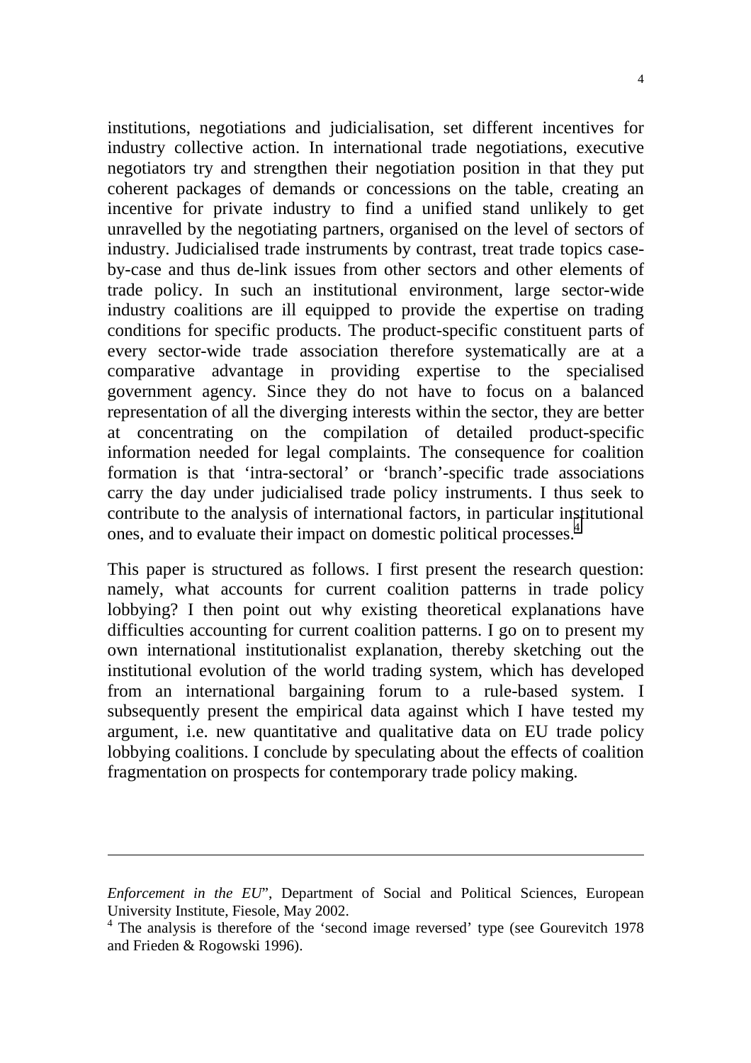institutions, negotiations and judicialisation, set different incentives for industry collective action. In international trade negotiations, executive negotiators try and strengthen their negotiation position in that they put coherent packages of demands or concessions on the table, creating an incentive for private industry to find a unified stand unlikely to get unravelled by the negotiating partners, organised on the level of sectors of industry. Judicialised trade instruments by contrast, treat trade topics case-by-case and thus de-link issues from other sectors and other elements of trade policy. In such an institutional environment, large sector-wide industry coalitions are ill equipped to provide the expertise on trading conditions for specific products. The product-specific constituent parts of every sector-wide trade association therefore systematically are at a comparative advantage in providing expertise to the specialised government agency. Since they do not have to focus on a balanced representation of all the diverging interests within the sector, they are better at concentrating on the compilation of detailed product-specific information needed for legal complaints. The consequence for coalition formation is that 'intra-sectoral' or 'branch'-specific trade associations carry the day under judicialised trade policy instruments. I thus seek to contribute to the analysis of international factors, in particular institutional ones, and to evaluate their impact on domestic political processes.[4]

This paper is structured as follows. I first present the research question: namely, what accounts for current coalition patterns in trade policy lobbying? I then point out why existing theoretical explanations have difficulties accounting for current coalition patterns. I go on to present my own international institutionalist explanation, thereby sketching out the institutional evolution of the world trading system, which has developed from an international bargaining forum to a rule-based system. I subsequently present the empirical data against which I have tested my argument, i.e. new quantitative and qualitative data on EU trade policy lobbying coalitions. I conclude by speculating about the effects of coalition fragmentation on prospects for contemporary trade policy making.

---

*Enforcement in the EU*", Department of Social and Political Sciences, European University Institute, Fiesole, May 2002.

[4] The analysis is therefore of the 'second image reversed' type (see Gourevitch 1978 and Frieden & Rogowski 1996).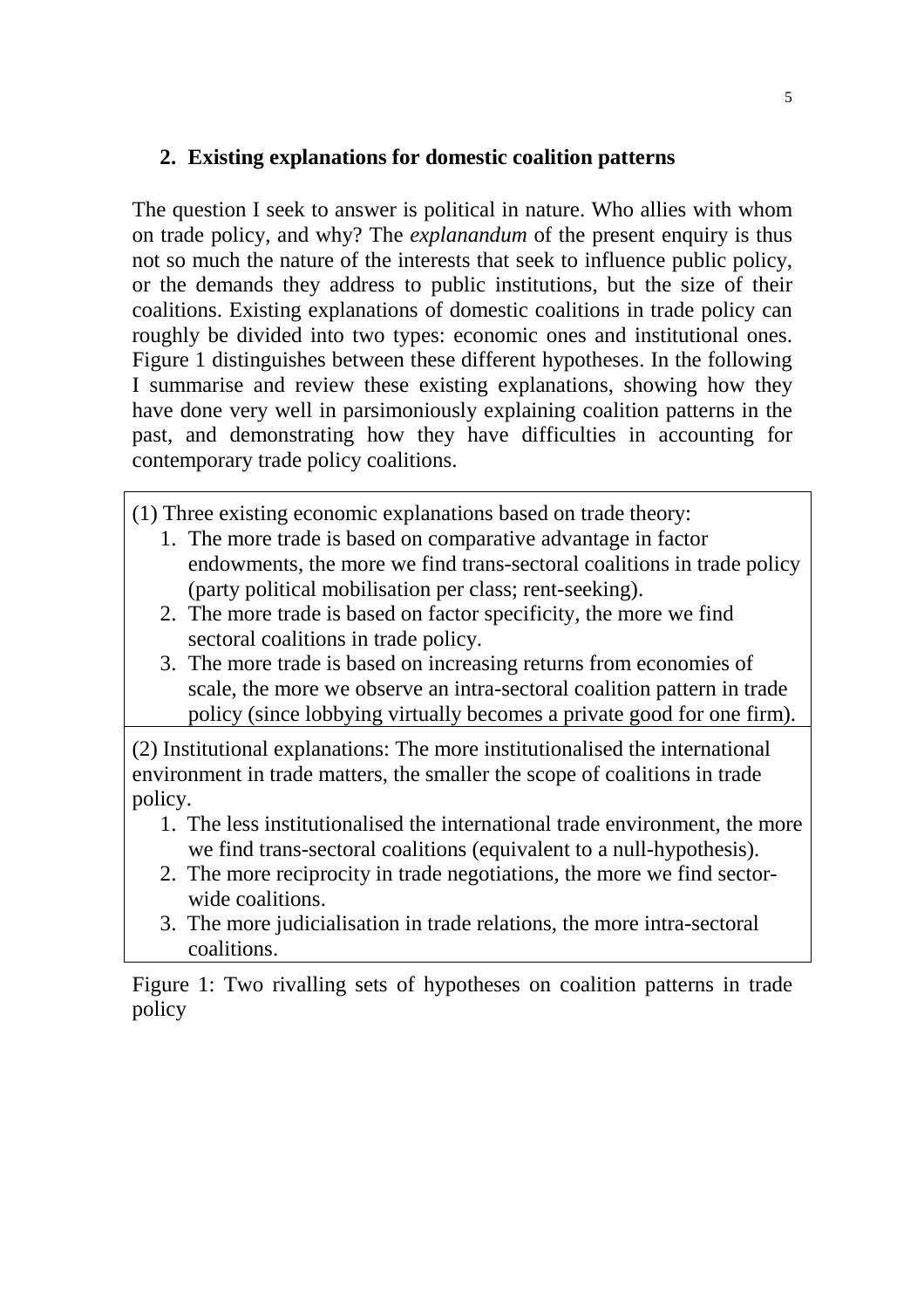## 2. Existing explanations for domestic coalition patterns

The question I seek to answer is political in nature. Who allies with whom on trade policy, and why? The *explanandum* of the present enquiry is thus not so much the nature of the interests that seek to influence public policy, or the demands they address to public institutions, but the size of their coalitions. Existing explanations of domestic coalitions in trade policy can roughly be divided into two types: economic ones and institutional ones. Figure 1 distinguishes between these different hypotheses. In the following I summarise and review these existing explanations, showing how they have done very well in parsimoniously explaining coalition patterns in the past, and demonstrating how they have difficulties in accounting for contemporary trade policy coalitions.

(1) Three existing economic explanations based on trade theory:

1. The more trade is based on comparative advantage in factor endowments, the more we find trans-sectoral coalitions in trade policy (party political mobilisation per class; rent-seeking).
2. The more trade is based on factor specificity, the more we find sectoral coalitions in trade policy.
3. The more trade is based on increasing returns from economies of scale, the more we observe an intra-sectoral coalition pattern in trade policy (since lobbying virtually becomes a private good for one firm).

(2) Institutional explanations: The more institutionalised the international environment in trade matters, the smaller the scope of coalitions in trade policy.

1. The less institutionalised the international trade environment, the more we find trans-sectoral coalitions (equivalent to a null-hypothesis).
2. The more reciprocity in trade negotiations, the more we find sector-wide coalitions.
3. The more judicialisation in trade relations, the more intra-sectoral coalitions.

Figure 1: Two rivalling sets of hypotheses on coalition patterns in trade policy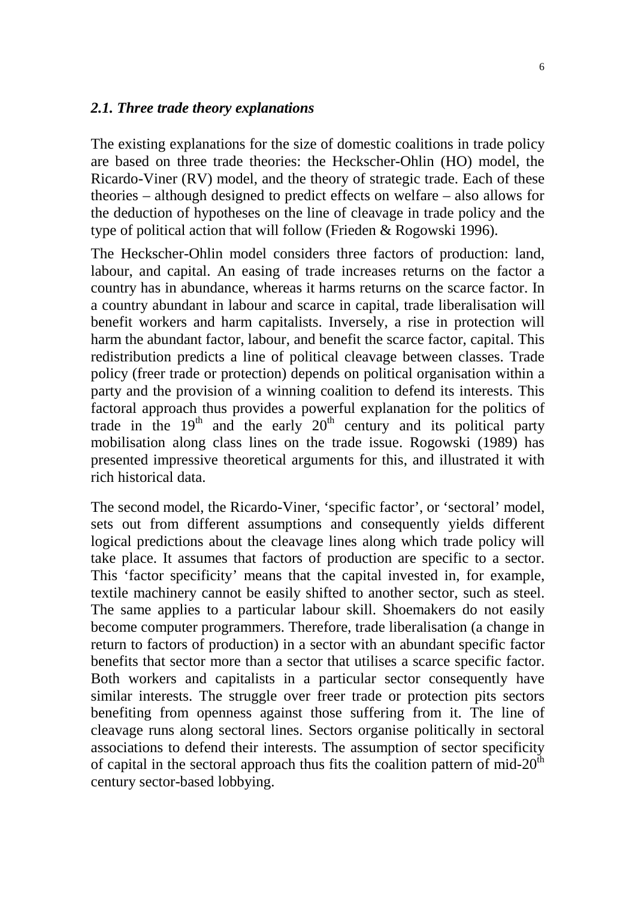### *2.1. Three trade theory explanations*

The existing explanations for the size of domestic coalitions in trade policy are based on three trade theories: the Heckscher-Ohlin (HO) model, the Ricardo-Viner (RV) model, and the theory of strategic trade. Each of these theories – although designed to predict effects on welfare – also allows for the deduction of hypotheses on the line of cleavage in trade policy and the type of political action that will follow (Frieden & Rogowski 1996).

The Heckscher-Ohlin model considers three factors of production: land, labour, and capital. An easing of trade increases returns on the factor a country has in abundance, whereas it harms returns on the scarce factor. In a country abundant in labour and scarce in capital, trade liberalisation will benefit workers and harm capitalists. Inversely, a rise in protection will harm the abundant factor, labour, and benefit the scarce factor, capital. This redistribution predicts a line of political cleavage between classes. Trade policy (freer trade or protection) depends on political organisation within a party and the provision of a winning coalition to defend its interests. This factoral approach thus provides a powerful explanation for the politics of trade in the 19th and the early 20th century and its political party mobilisation along class lines on the trade issue. Rogowski (1989) has presented impressive theoretical arguments for this, and illustrated it with rich historical data.

The second model, the Ricardo-Viner, 'specific factor', or 'sectoral' model, sets out from different assumptions and consequently yields different logical predictions about the cleavage lines along which trade policy will take place. It assumes that factors of production are specific to a sector. This 'factor specificity' means that the capital invested in, for example, textile machinery cannot be easily shifted to another sector, such as steel. The same applies to a particular labour skill. Shoemakers do not easily become computer programmers. Therefore, trade liberalisation (a change in return to factors of production) in a sector with an abundant specific factor benefits that sector more than a sector that utilises a scarce specific factor. Both workers and capitalists in a particular sector consequently have similar interests. The struggle over freer trade or protection pits sectors benefiting from openness against those suffering from it. The line of cleavage runs along sectoral lines. Sectors organise politically in sectoral associations to defend their interests. The assumption of sector specificity of capital in the sectoral approach thus fits the coalition pattern of mid-20th century sector-based lobbying.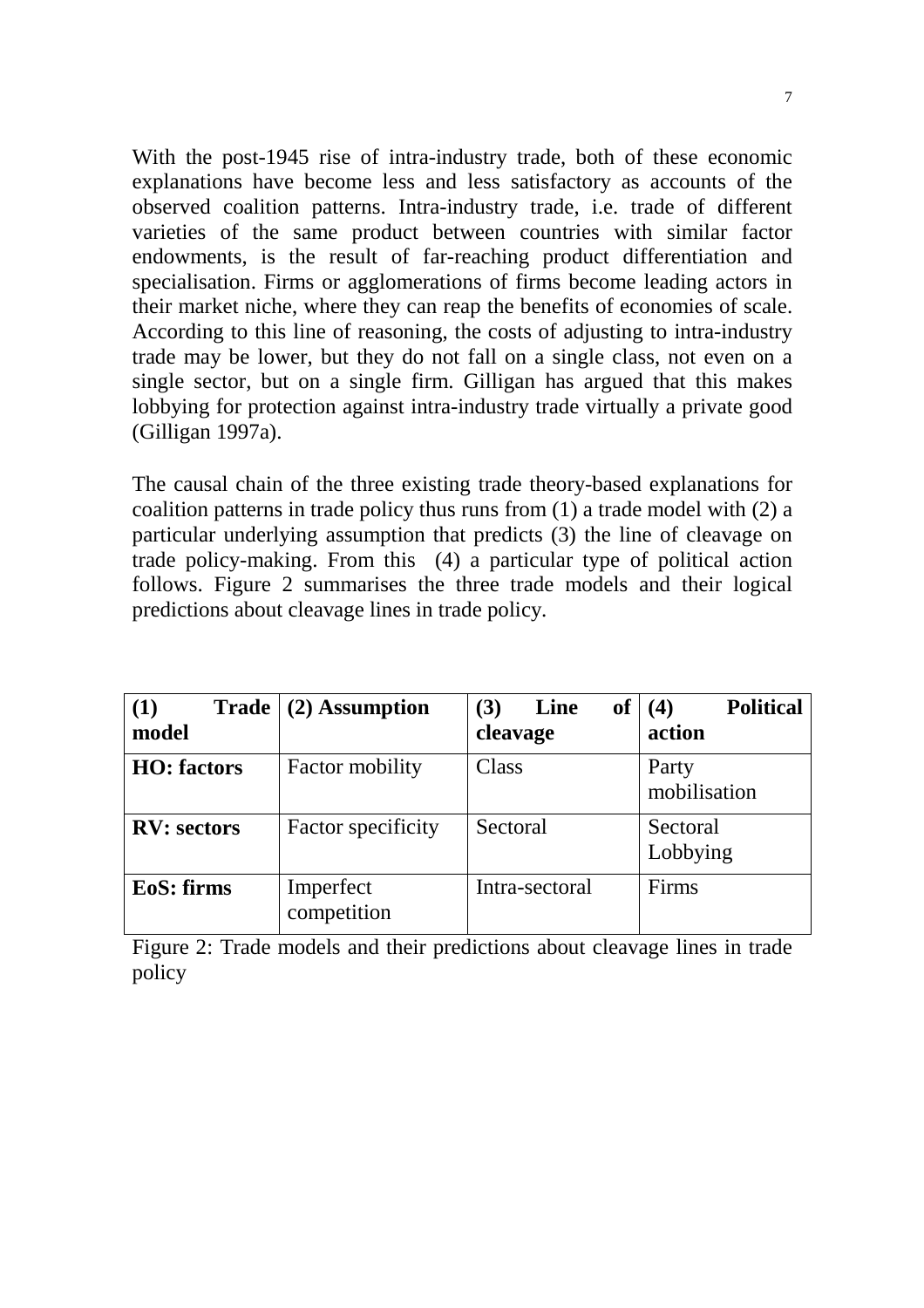With the post-1945 rise of intra-industry trade, both of these economic explanations have become less and less satisfactory as accounts of the observed coalition patterns. Intra-industry trade, i.e. trade of different varieties of the same product between countries with similar factor endowments, is the result of far-reaching product differentiation and specialisation. Firms or agglomerations of firms become leading actors in their market niche, where they can reap the benefits of economies of scale. According to this line of reasoning, the costs of adjusting to intra-industry trade may be lower, but they do not fall on a single class, not even on a single sector, but on a single firm. Gilligan has argued that this makes lobbying for protection against intra-industry trade virtually a private good (Gilligan 1997a).

The causal chain of the three existing trade theory-based explanations for coalition patterns in trade policy thus runs from (1) a trade model with (2) a particular underlying assumption that predicts (3) the line of cleavage on trade policy-making. From this (4) a particular type of political action follows. Figure 2 summarises the three trade models and their logical predictions about cleavage lines in trade policy.

| **(1) Trade model** | **(2) Assumption** | **(3) Line of cleavage** | **(4) Political action** |
|---|---|---|---|
| **HO: factors** | Factor mobility | Class | Party mobilisation |
| **RV: sectors** | Factor specificity | Sectoral | Sectoral Lobbying |
| **EoS: firms** | Imperfect competition | Intra-sectoral | Firms |

Figure 2: Trade models and their predictions about cleavage lines in trade policy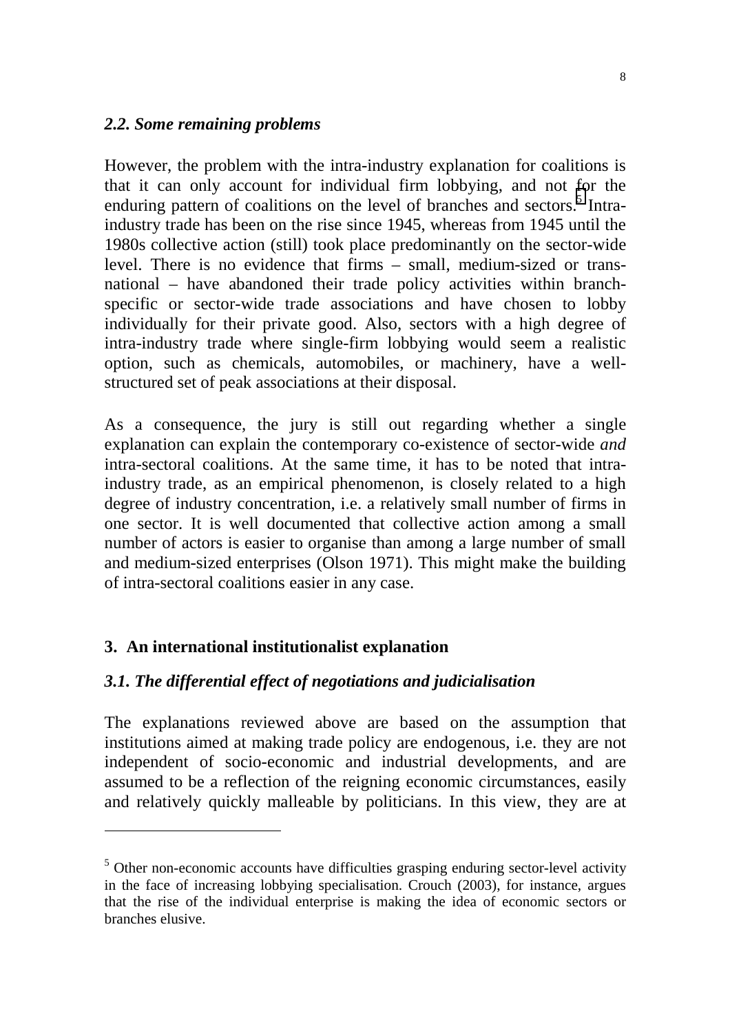### *2.2. Some remaining problems*

However, the problem with the intra-industry explanation for coalitions is that it can only account for individual firm lobbying, and not for the enduring pattern of coalitions on the level of branches and sectors.[5] Intra-industry trade has been on the rise since 1945, whereas from 1945 until the 1980s collective action (still) took place predominantly on the sector-wide level. There is no evidence that firms – small, medium-sized or trans-national – have abandoned their trade policy activities within branch-specific or sector-wide trade associations and have chosen to lobby individually for their private good. Also, sectors with a high degree of intra-industry trade where single-firm lobbying would seem a realistic option, such as chemicals, automobiles, or machinery, have a well-structured set of peak associations at their disposal.

As a consequence, the jury is still out regarding whether a single explanation can explain the contemporary co-existence of sector-wide *and* intra-sectoral coalitions. At the same time, it has to be noted that intra-industry trade, as an empirical phenomenon, is closely related to a high degree of industry concentration, i.e. a relatively small number of firms in one sector. It is well documented that collective action among a small number of actors is easier to organise than among a large number of small and medium-sized enterprises (Olson 1971). This might make the building of intra-sectoral coalitions easier in any case.

## 3. An international institutionalist explanation

### *3.1. The differential effect of negotiations and judicialisation*

The explanations reviewed above are based on the assumption that institutions aimed at making trade policy are endogenous, i.e. they are not independent of socio-economic and industrial developments, and are assumed to be a reflection of the reigning economic circumstances, easily and relatively quickly malleable by politicians. In this view, they are at

---

[5] Other non-economic accounts have difficulties grasping enduring sector-level activity in the face of increasing lobbying specialisation. Crouch (2003), for instance, argues that the rise of the individual enterprise is making the idea of economic sectors or branches elusive.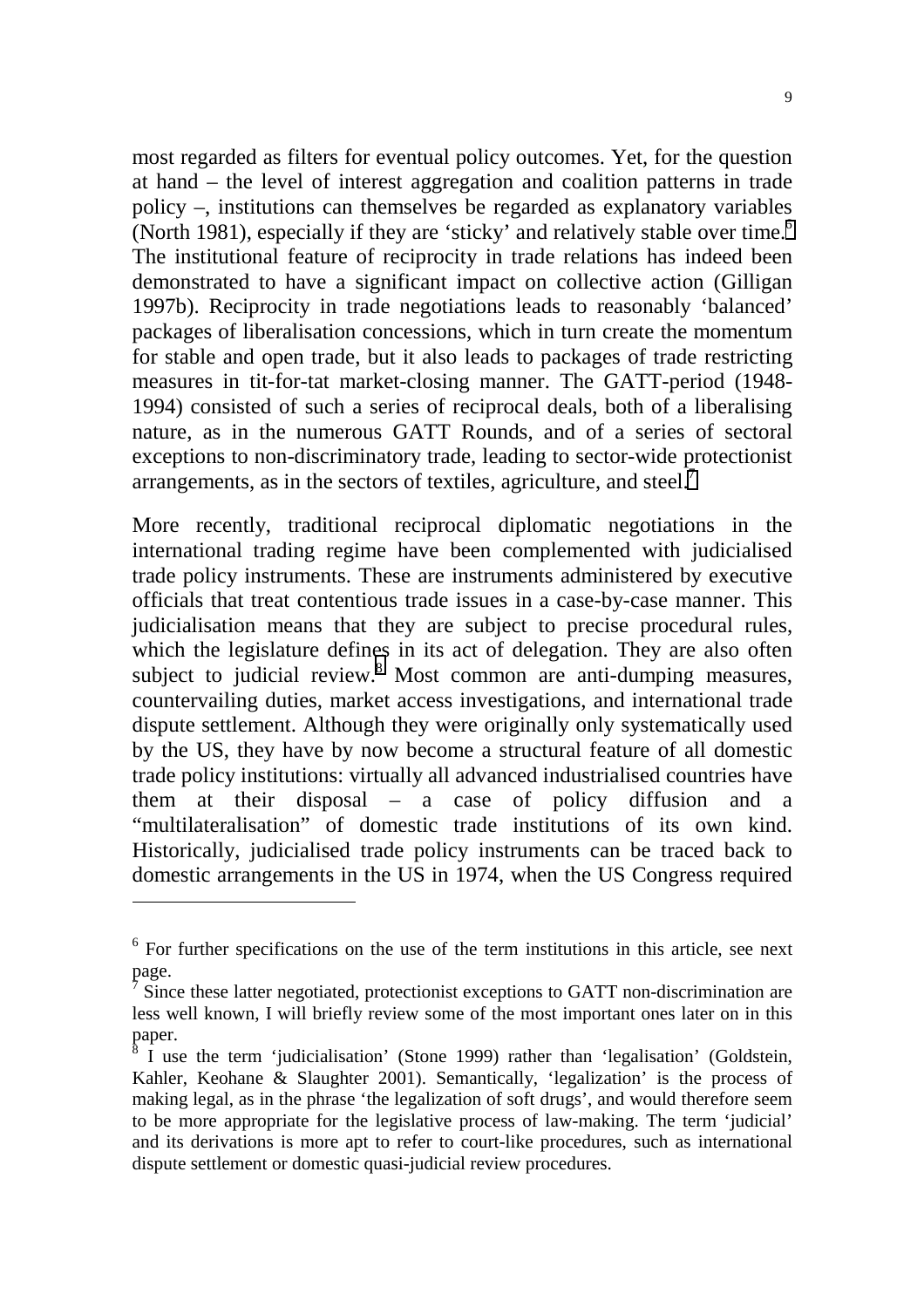most regarded as filters for eventual policy outcomes. Yet, for the question at hand – the level of interest aggregation and coalition patterns in trade policy –, institutions can themselves be regarded as explanatory variables (North 1981), especially if they are 'sticky' and relatively stable over time.[6] The institutional feature of reciprocity in trade relations has indeed been demonstrated to have a significant impact on collective action (Gilligan 1997b). Reciprocity in trade negotiations leads to reasonably 'balanced' packages of liberalisation concessions, which in turn create the momentum for stable and open trade, but it also leads to packages of trade restricting measures in tit-for-tat market-closing manner. The GATT-period (1948-1994) consisted of such a series of reciprocal deals, both of a liberalising nature, as in the numerous GATT Rounds, and of a series of sectoral exceptions to non-discriminatory trade, leading to sector-wide protectionist arrangements, as in the sectors of textiles, agriculture, and steel.[7]

More recently, traditional reciprocal diplomatic negotiations in the international trading regime have been complemented with judicialised trade policy instruments. These are instruments administered by executive officials that treat contentious trade issues in a case-by-case manner. This judicialisation means that they are subject to precise procedural rules, which the legislature defines in its act of delegation. They are also often subject to judicial review.[8] Most common are anti-dumping measures, countervailing duties, market access investigations, and international trade dispute settlement. Although they were originally only systematically used by the US, they have by now become a structural feature of all domestic trade policy institutions: virtually all advanced industrialised countries have them at their disposal – a case of policy diffusion and a "multilateralisation" of domestic trade institutions of its own kind. Historically, judicialised trade policy instruments can be traced back to domestic arrangements in the US in 1974, when the US Congress required

---

[6] For further specifications on the use of the term institutions in this article, see next page.

[7] Since these latter negotiated, protectionist exceptions to GATT non-discrimination are less well known, I will briefly review some of the most important ones later on in this paper.

[8] I use the term 'judicialisation' (Stone 1999) rather than 'legalisation' (Goldstein, Kahler, Keohane & Slaughter 2001). Semantically, 'legalization' is the process of making legal, as in the phrase 'the legalization of soft drugs', and would therefore seem to be more appropriate for the legislative process of law-making. The term 'judicial' and its derivations is more apt to refer to court-like procedures, such as international dispute settlement or domestic quasi-judicial review procedures.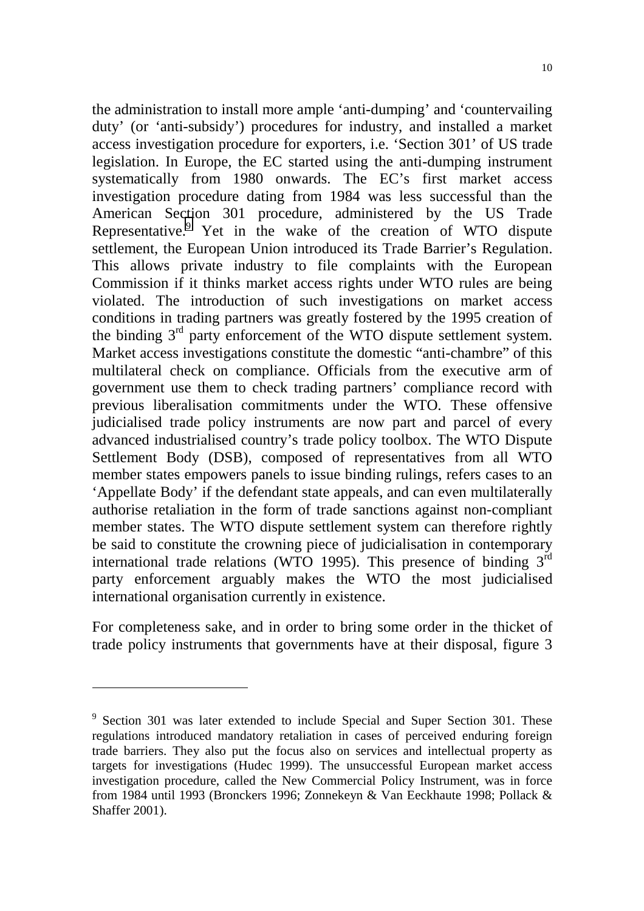the administration to install more ample 'anti-dumping' and 'countervailing duty' (or 'anti-subsidy') procedures for industry, and installed a market access investigation procedure for exporters, i.e. 'Section 301' of US trade legislation. In Europe, the EC started using the anti-dumping instrument systematically from 1980 onwards. The EC's first market access investigation procedure dating from 1984 was less successful than the American Section 301 procedure, administered by the US Trade Representative.[9] Yet in the wake of the creation of WTO dispute settlement, the European Union introduced its Trade Barrier's Regulation. This allows private industry to file complaints with the European Commission if it thinks market access rights under WTO rules are being violated. The introduction of such investigations on market access conditions in trading partners was greatly fostered by the 1995 creation of the binding 3rd party enforcement of the WTO dispute settlement system. Market access investigations constitute the domestic "anti-chambre" of this multilateral check on compliance. Officials from the executive arm of government use them to check trading partners' compliance record with previous liberalisation commitments under the WTO. These offensive judicialised trade policy instruments are now part and parcel of every advanced industrialised country's trade policy toolbox. The WTO Dispute Settlement Body (DSB), composed of representatives from all WTO member states empowers panels to issue binding rulings, refers cases to an 'Appellate Body' if the defendant state appeals, and can even multilaterally authorise retaliation in the form of trade sanctions against non-compliant member states. The WTO dispute settlement system can therefore rightly be said to constitute the crowning piece of judicialisation in contemporary international trade relations (WTO 1995). This presence of binding 3rd party enforcement arguably makes the WTO the most judicialised international organisation currently in existence.

For completeness sake, and in order to bring some order in the thicket of trade policy instruments that governments have at their disposal, figure 3

---

[9] Section 301 was later extended to include Special and Super Section 301. These regulations introduced mandatory retaliation in cases of perceived enduring foreign trade barriers. They also put the focus also on services and intellectual property as targets for investigations (Hudec 1999). The unsuccessful European market access investigation procedure, called the New Commercial Policy Instrument, was in force from 1984 until 1993 (Bronckers 1996; Zonnekeyn & Van Eeckhaute 1998; Pollack & Shaffer 2001).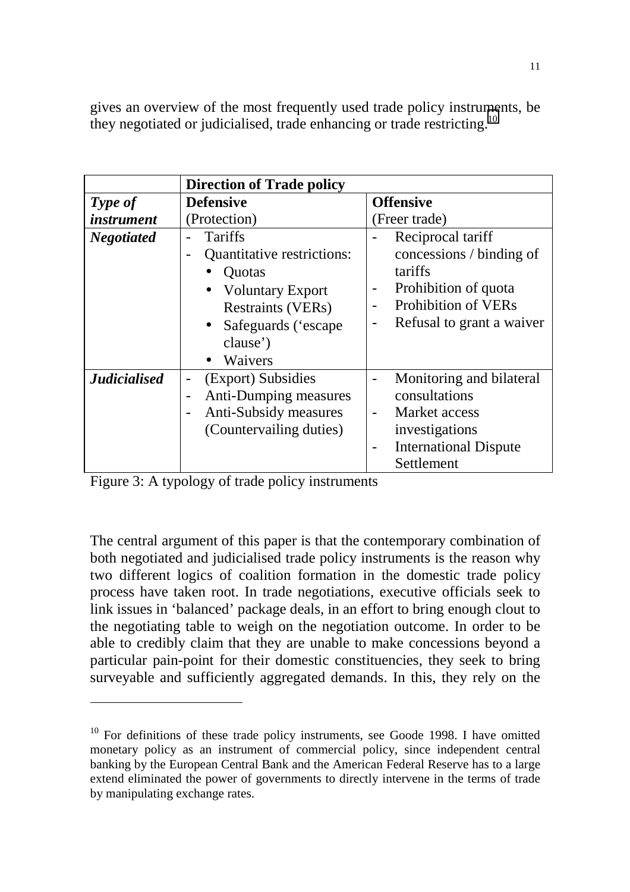gives an overview of the most frequently used trade policy instruments, be they negotiated or judicialised, trade enhancing or trade restricting.[10]

| | **Direction of Trade policy** | |
|---|---|---|
| ***Type of instrument*** | **Defensive** (Protection) | **Offensive** (Freer trade) |
| ***Negotiated*** | - Tariffs<br>- Quantitative restrictions:<br>• Quotas<br>• Voluntary Export Restraints (VERs)<br>• Safeguards ('escape clause')<br>• Waivers | - Reciprocal tariff concessions / binding of tariffs<br>- Prohibition of quota<br>- Prohibition of VERs<br>- Refusal to grant a waiver |
| ***Judicialised*** | - (Export) Subsidies<br>- Anti-Dumping measures<br>- Anti-Subsidy measures (Countervailing duties) | - Monitoring and bilateral consultations<br>- Market access investigations<br>- International Dispute Settlement |

Figure 3: A typology of trade policy instruments

The central argument of this paper is that the contemporary combination of both negotiated and judicialised trade policy instruments is the reason why two different logics of coalition formation in the domestic trade policy process have taken root. In trade negotiations, executive officials seek to link issues in 'balanced' package deals, in an effort to bring enough clout to the negotiating table to weigh on the negotiation outcome. In order to be able to credibly claim that they are unable to make concessions beyond a particular pain-point for their domestic constituencies, they seek to bring surveyable and sufficiently aggregated demands. In this, they rely on the

[10] For definitions of these trade policy instruments, see Goode 1998. I have omitted monetary policy as an instrument of commercial policy, since independent central banking by the European Central Bank and the American Federal Reserve has to a large extend eliminated the power of governments to directly intervene in the terms of trade by manipulating exchange rates.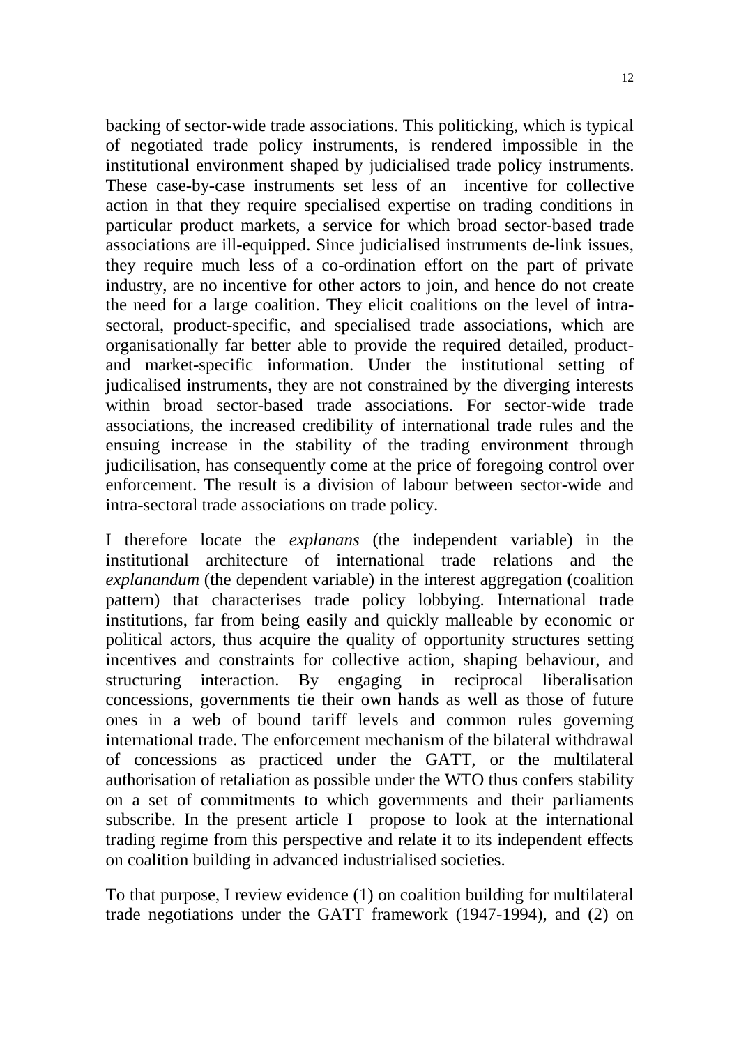backing of sector-wide trade associations. This politicking, which is typical of negotiated trade policy instruments, is rendered impossible in the institutional environment shaped by judicialised trade policy instruments. These case-by-case instruments set less of an incentive for collective action in that they require specialised expertise on trading conditions in particular product markets, a service for which broad sector-based trade associations are ill-equipped. Since judicialised instruments de-link issues, they require much less of a co-ordination effort on the part of private industry, are no incentive for other actors to join, and hence do not create the need for a large coalition. They elicit coalitions on the level of intra-sectoral, product-specific, and specialised trade associations, which are organisationally far better able to provide the required detailed, product- and market-specific information. Under the institutional setting of judicalised instruments, they are not constrained by the diverging interests within broad sector-based trade associations. For sector-wide trade associations, the increased credibility of international trade rules and the ensuing increase in the stability of the trading environment through judicilisation, has consequently come at the price of foregoing control over enforcement. The result is a division of labour between sector-wide and intra-sectoral trade associations on trade policy.

I therefore locate the *explanans* (the independent variable) in the institutional architecture of international trade relations and the *explanandum* (the dependent variable) in the interest aggregation (coalition pattern) that characterises trade policy lobbying. International trade institutions, far from being easily and quickly malleable by economic or political actors, thus acquire the quality of opportunity structures setting incentives and constraints for collective action, shaping behaviour, and structuring interaction. By engaging in reciprocal liberalisation concessions, governments tie their own hands as well as those of future ones in a web of bound tariff levels and common rules governing international trade. The enforcement mechanism of the bilateral withdrawal of concessions as practiced under the GATT, or the multilateral authorisation of retaliation as possible under the WTO thus confers stability on a set of commitments to which governments and their parliaments subscribe. In the present article I propose to look at the international trading regime from this perspective and relate it to its independent effects on coalition building in advanced industrialised societies.

To that purpose, I review evidence (1) on coalition building for multilateral trade negotiations under the GATT framework (1947-1994), and (2) on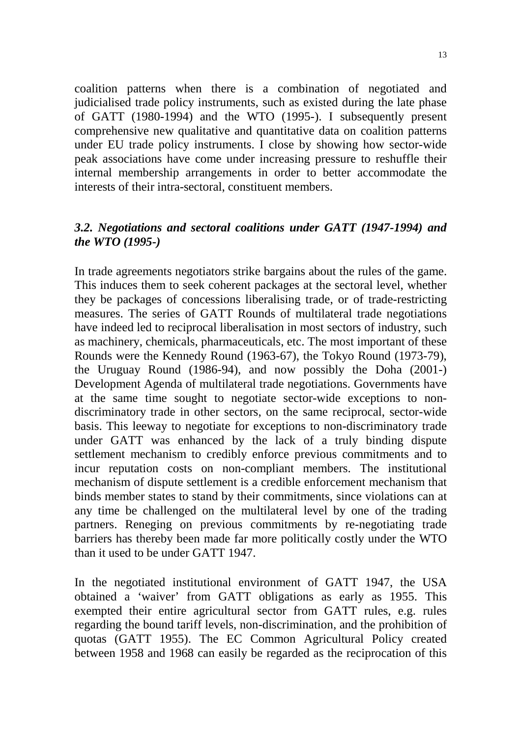coalition patterns when there is a combination of negotiated and judicialised trade policy instruments, such as existed during the late phase of GATT (1980-1994) and the WTO (1995-). I subsequently present comprehensive new qualitative and quantitative data on coalition patterns under EU trade policy instruments. I close by showing how sector-wide peak associations have come under increasing pressure to reshuffle their internal membership arrangements in order to better accommodate the interests of their intra-sectoral, constituent members.

### *3.2. Negotiations and sectoral coalitions under GATT (1947-1994) and the WTO (1995-)*

In trade agreements negotiators strike bargains about the rules of the game. This induces them to seek coherent packages at the sectoral level, whether they be packages of concessions liberalising trade, or of trade-restricting measures. The series of GATT Rounds of multilateral trade negotiations have indeed led to reciprocal liberalisation in most sectors of industry, such as machinery, chemicals, pharmaceuticals, etc. The most important of these Rounds were the Kennedy Round (1963-67), the Tokyo Round (1973-79), the Uruguay Round (1986-94), and now possibly the Doha (2001-) Development Agenda of multilateral trade negotiations. Governments have at the same time sought to negotiate sector-wide exceptions to non-discriminatory trade in other sectors, on the same reciprocal, sector-wide basis. This leeway to negotiate for exceptions to non-discriminatory trade under GATT was enhanced by the lack of a truly binding dispute settlement mechanism to credibly enforce previous commitments and to incur reputation costs on non-compliant members. The institutional mechanism of dispute settlement is a credible enforcement mechanism that binds member states to stand by their commitments, since violations can at any time be challenged on the multilateral level by one of the trading partners. Reneging on previous commitments by re-negotiating trade barriers has thereby been made far more politically costly under the WTO than it used to be under GATT 1947.

In the negotiated institutional environment of GATT 1947, the USA obtained a 'waiver' from GATT obligations as early as 1955. This exempted their entire agricultural sector from GATT rules, e.g. rules regarding the bound tariff levels, non-discrimination, and the prohibition of quotas (GATT 1955). The EC Common Agricultural Policy created between 1958 and 1968 can easily be regarded as the reciprocation of this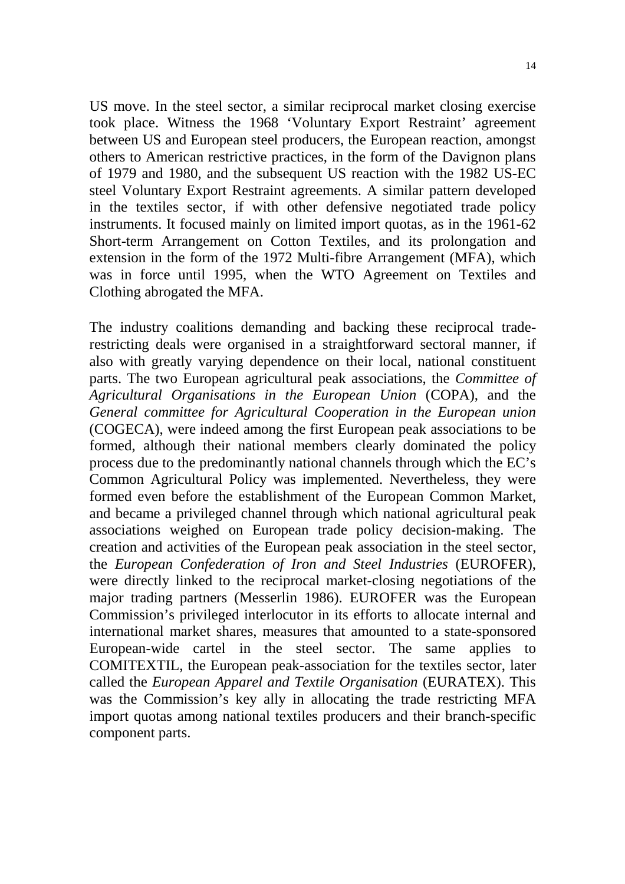US move. In the steel sector, a similar reciprocal market closing exercise took place. Witness the 1968 'Voluntary Export Restraint' agreement between US and European steel producers, the European reaction, amongst others to American restrictive practices, in the form of the Davignon plans of 1979 and 1980, and the subsequent US reaction with the 1982 US-EC steel Voluntary Export Restraint agreements. A similar pattern developed in the textiles sector, if with other defensive negotiated trade policy instruments. It focused mainly on limited import quotas, as in the 1961-62 Short-term Arrangement on Cotton Textiles, and its prolongation and extension in the form of the 1972 Multi-fibre Arrangement (MFA), which was in force until 1995, when the WTO Agreement on Textiles and Clothing abrogated the MFA.

The industry coalitions demanding and backing these reciprocal trade-restricting deals were organised in a straightforward sectoral manner, if also with greatly varying dependence on their local, national constituent parts. The two European agricultural peak associations, the *Committee of Agricultural Organisations in the European Union* (COPA), and the *General committee for Agricultural Cooperation in the European union* (COGECA), were indeed among the first European peak associations to be formed, although their national members clearly dominated the policy process due to the predominantly national channels through which the EC's Common Agricultural Policy was implemented. Nevertheless, they were formed even before the establishment of the European Common Market, and became a privileged channel through which national agricultural peak associations weighed on European trade policy decision-making. The creation and activities of the European peak association in the steel sector, the *European Confederation of Iron and Steel Industries* (EUROFER), were directly linked to the reciprocal market-closing negotiations of the major trading partners (Messerlin 1986). EUROFER was the European Commission's privileged interlocutor in its efforts to allocate internal and international market shares, measures that amounted to a state-sponsored European-wide cartel in the steel sector. The same applies to COMITEXTIL, the European peak-association for the textiles sector, later called the *European Apparel and Textile Organisation* (EURATEX). This was the Commission's key ally in allocating the trade restricting MFA import quotas among national textiles producers and their branch-specific component parts.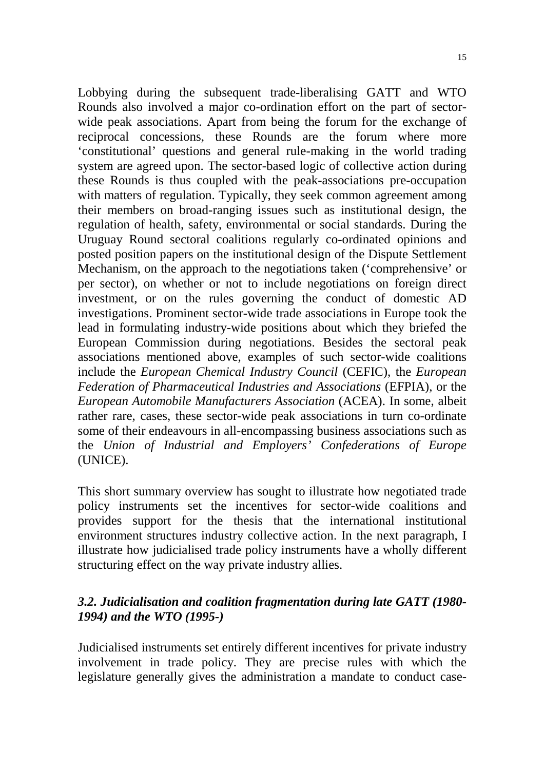Lobbying during the subsequent trade-liberalising GATT and WTO Rounds also involved a major co-ordination effort on the part of sector-wide peak associations. Apart from being the forum for the exchange of reciprocal concessions, these Rounds are the forum where more 'constitutional' questions and general rule-making in the world trading system are agreed upon. The sector-based logic of collective action during these Rounds is thus coupled with the peak-associations pre-occupation with matters of regulation. Typically, they seek common agreement among their members on broad-ranging issues such as institutional design, the regulation of health, safety, environmental or social standards. During the Uruguay Round sectoral coalitions regularly co-ordinated opinions and posted position papers on the institutional design of the Dispute Settlement Mechanism, on the approach to the negotiations taken ('comprehensive' or per sector), on whether or not to include negotiations on foreign direct investment, or on the rules governing the conduct of domestic AD investigations. Prominent sector-wide trade associations in Europe took the lead in formulating industry-wide positions about which they briefed the European Commission during negotiations. Besides the sectoral peak associations mentioned above, examples of such sector-wide coalitions include the *European Chemical Industry Council* (CEFIC), the *European Federation of Pharmaceutical Industries and Associations* (EFPIA), or the *European Automobile Manufacturers Association* (ACEA). In some, albeit rather rare, cases, these sector-wide peak associations in turn co-ordinate some of their endeavours in all-encompassing business associations such as the *Union of Industrial and Employers' Confederations of Europe* (UNICE).

This short summary overview has sought to illustrate how negotiated trade policy instruments set the incentives for sector-wide coalitions and provides support for the thesis that the international institutional environment structures industry collective action. In the next paragraph, I illustrate how judicialised trade policy instruments have a wholly different structuring effect on the way private industry allies.

### *3.2. Judicialisation and coalition fragmentation during late GATT (1980-1994) and the WTO (1995-)*

Judicialised instruments set entirely different incentives for private industry involvement in trade policy. They are precise rules with which the legislature generally gives the administration a mandate to conduct case-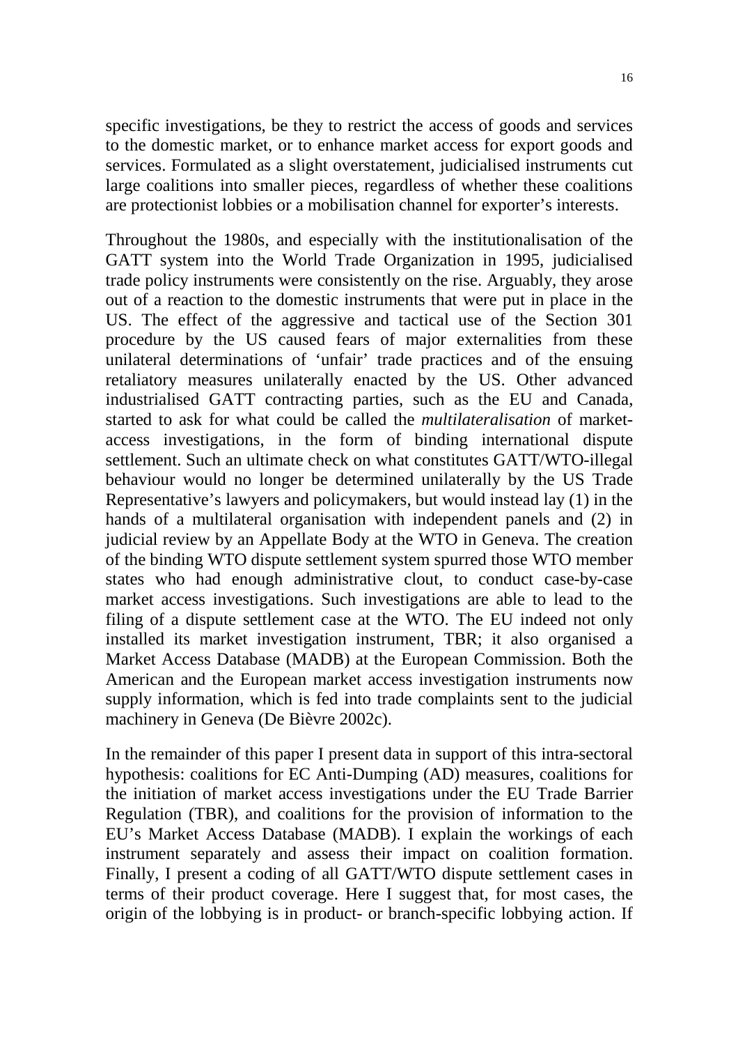specific investigations, be they to restrict the access of goods and services to the domestic market, or to enhance market access for export goods and services. Formulated as a slight overstatement, judicialised instruments cut large coalitions into smaller pieces, regardless of whether these coalitions are protectionist lobbies or a mobilisation channel for exporter's interests.

Throughout the 1980s, and especially with the institutionalisation of the GATT system into the World Trade Organization in 1995, judicialised trade policy instruments were consistently on the rise. Arguably, they arose out of a reaction to the domestic instruments that were put in place in the US. The effect of the aggressive and tactical use of the Section 301 procedure by the US caused fears of major externalities from these unilateral determinations of 'unfair' trade practices and of the ensuing retaliatory measures unilaterally enacted by the US. Other advanced industrialised GATT contracting parties, such as the EU and Canada, started to ask for what could be called the *multilateralisation* of market-access investigations, in the form of binding international dispute settlement. Such an ultimate check on what constitutes GATT/WTO-illegal behaviour would no longer be determined unilaterally by the US Trade Representative's lawyers and policymakers, but would instead lay (1) in the hands of a multilateral organisation with independent panels and (2) in judicial review by an Appellate Body at the WTO in Geneva. The creation of the binding WTO dispute settlement system spurred those WTO member states who had enough administrative clout, to conduct case-by-case market access investigations. Such investigations are able to lead to the filing of a dispute settlement case at the WTO. The EU indeed not only installed its market investigation instrument, TBR; it also organised a Market Access Database (MADB) at the European Commission. Both the American and the European market access investigation instruments now supply information, which is fed into trade complaints sent to the judicial machinery in Geneva (De Bièvre 2002c).

In the remainder of this paper I present data in support of this intra-sectoral hypothesis: coalitions for EC Anti-Dumping (AD) measures, coalitions for the initiation of market access investigations under the EU Trade Barrier Regulation (TBR), and coalitions for the provision of information to the EU's Market Access Database (MADB). I explain the workings of each instrument separately and assess their impact on coalition formation. Finally, I present a coding of all GATT/WTO dispute settlement cases in terms of their product coverage. Here I suggest that, for most cases, the origin of the lobbying is in product- or branch-specific lobbying action. If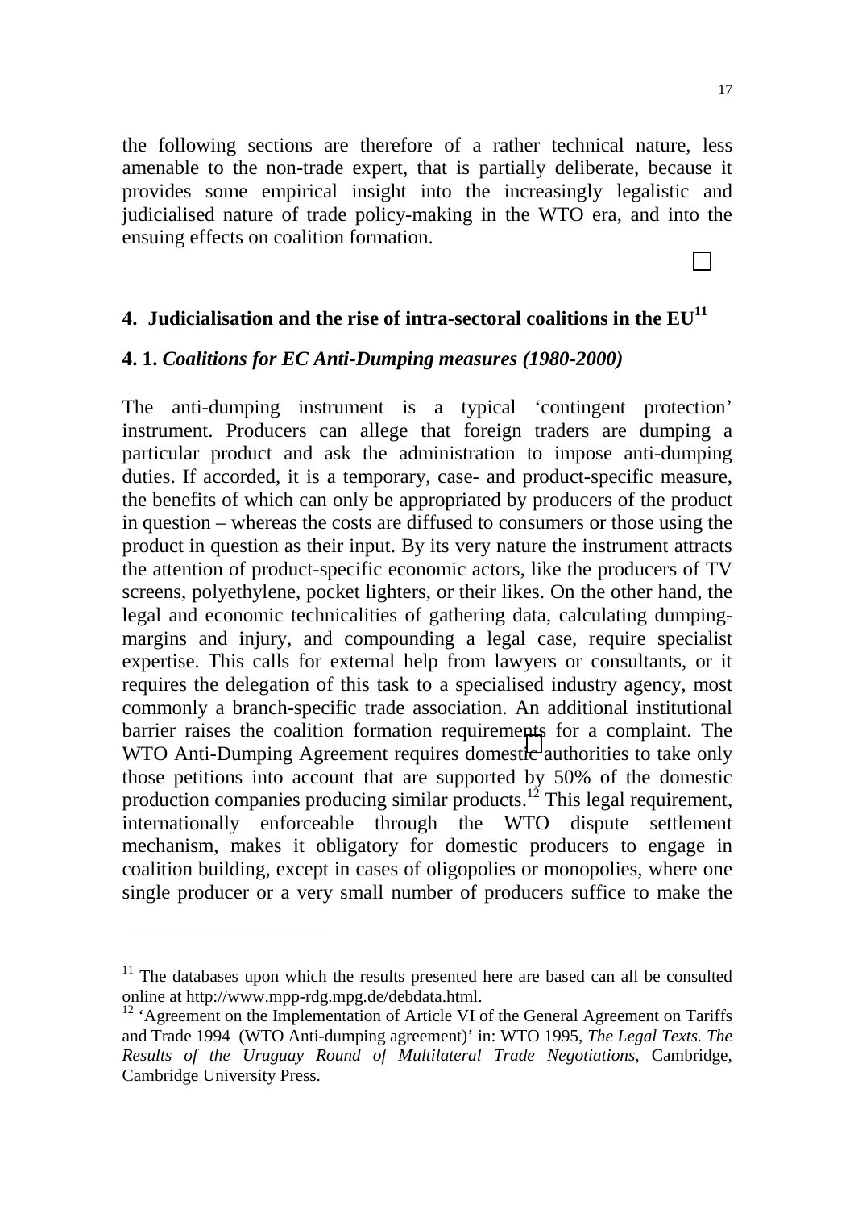the following sections are therefore of a rather technical nature, less amenable to the non-trade expert, that is partially deliberate, because it provides some empirical insight into the increasingly legalistic and judicialised nature of trade policy-making in the WTO era, and into the ensuing effects on coalition formation.

## 4. Judicialisation and the rise of intra-sectoral coalitions in the EU[11]

### 4. 1. *Coalitions for EC Anti-Dumping measures (1980-2000)*

The anti-dumping instrument is a typical 'contingent protection' instrument. Producers can allege that foreign traders are dumping a particular product and ask the administration to impose anti-dumping duties. If accorded, it is a temporary, case- and product-specific measure, the benefits of which can only be appropriated by producers of the product in question – whereas the costs are diffused to consumers or those using the product in question as their input. By its very nature the instrument attracts the attention of product-specific economic actors, like the producers of TV screens, polyethylene, pocket lighters, or their likes. On the other hand, the legal and economic technicalities of gathering data, calculating dumping-margins and injury, and compounding a legal case, require specialist expertise. This calls for external help from lawyers or consultants, or it requires the delegation of this task to a specialised industry agency, most commonly a branch-specific trade association. An additional institutional barrier raises the coalition formation requirements for a complaint. The WTO Anti-Dumping Agreement requires domestic authorities to take only those petitions into account that are supported by 50% of the domestic production companies producing similar products.[12] This legal requirement, internationally enforceable through the WTO dispute settlement mechanism, makes it obligatory for domestic producers to engage in coalition building, except in cases of oligopolies or monopolies, where one single producer or a very small number of producers suffice to make the

---

[11] The databases upon which the results presented here are based can all be consulted online at http://www.mpp-rdg.mpg.de/debdata.html.

[12] 'Agreement on the Implementation of Article VI of the General Agreement on Tariffs and Trade 1994 (WTO Anti-dumping agreement)' in: WTO 1995, *The Legal Texts. The Results of the Uruguay Round of Multilateral Trade Negotiations*, Cambridge, Cambridge University Press.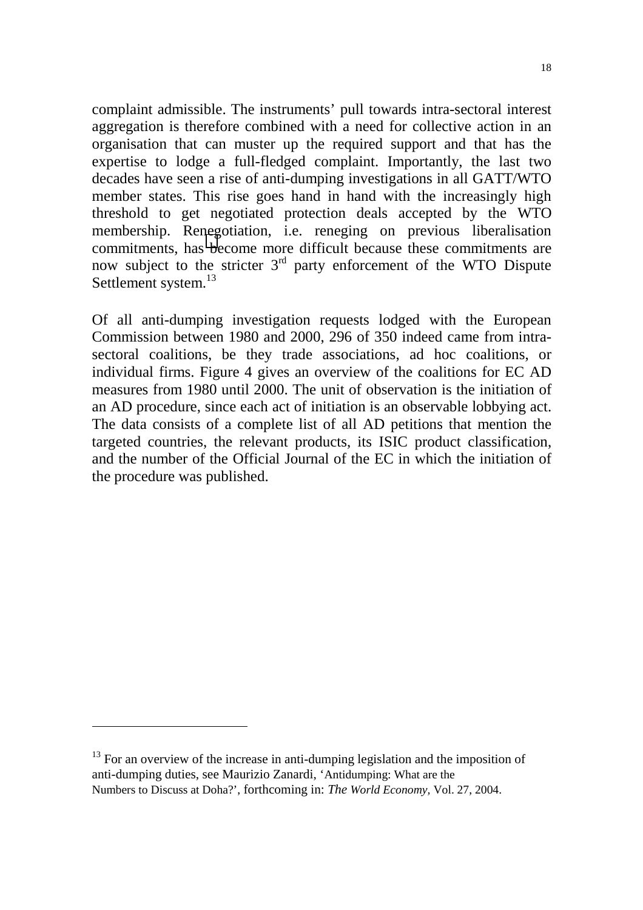complaint admissible. The instruments' pull towards intra-sectoral interest aggregation is therefore combined with a need for collective action in an organisation that can muster up the required support and that has the expertise to lodge a full-fledged complaint. Importantly, the last two decades have seen a rise of anti-dumping investigations in all GATT/WTO member states. This rise goes hand in hand with the increasingly high threshold to get negotiated protection deals accepted by the WTO membership. Renegotiation, i.e. reneging on previous liberalisation commitments, has become more difficult because these commitments are now subject to the stricter 3rd party enforcement of the WTO Dispute Settlement system.[13]

Of all anti-dumping investigation requests lodged with the European Commission between 1980 and 2000, 296 of 350 indeed came from intra-sectoral coalitions, be they trade associations, ad hoc coalitions, or individual firms. Figure 4 gives an overview of the coalitions for EC AD measures from 1980 until 2000. The unit of observation is the initiation of an AD procedure, since each act of initiation is an observable lobbying act. The data consists of a complete list of all AD petitions that mention the targeted countries, the relevant products, its ISIC product classification, and the number of the Official Journal of the EC in which the initiation of the procedure was published.

---

[13] For an overview of the increase in anti-dumping legislation and the imposition of anti-dumping duties, see Maurizio Zanardi, 'Antidumping: What are the Numbers to Discuss at Doha?', forthcoming in: *The World Economy*, Vol. 27, 2004.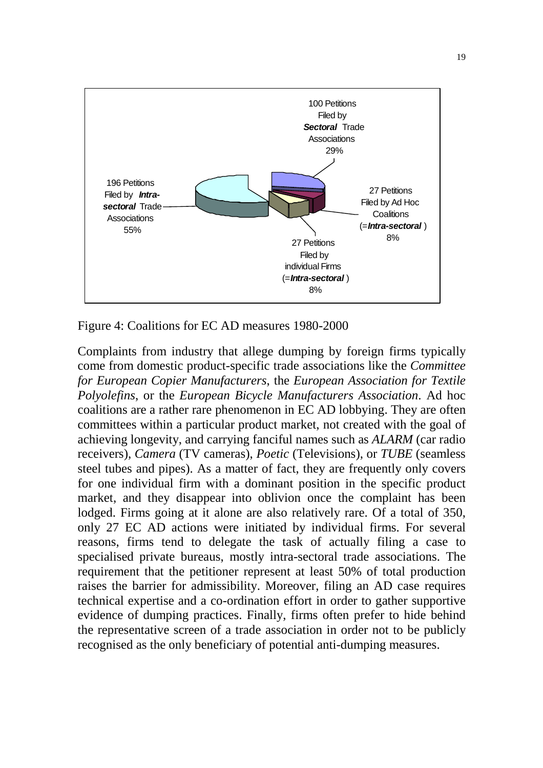100 Petitions Filed by ***Sectoral*** Trade Associations 29%

196 Petitions Filed by ***Intra-sectoral*** Trade Associations 55%

27 Petitions Filed by Ad Hoc Coalitions (=***Intra-sectoral***) 8%

27 Petitions Filed by individual Firms (=***Intra-sectoral***) 8%

Figure 4: Coalitions for EC AD measures 1980-2000

Complaints from industry that allege dumping by foreign firms typically come from domestic product-specific trade associations like the *Committee for European Copier Manufacturers*, the *European Association for Textile Polyolefins*, or the *European Bicycle Manufacturers Association*. Ad hoc coalitions are a rather rare phenomenon in EC AD lobbying. They are often committees within a particular product market, not created with the goal of achieving longevity, and carrying fanciful names such as *ALARM* (car radio receivers), *Camera* (TV cameras), *Poetic* (Televisions), or *TUBE* (seamless steel tubes and pipes). As a matter of fact, they are frequently only covers for one individual firm with a dominant position in the specific product market, and they disappear into oblivion once the complaint has been lodged. Firms going at it alone are also relatively rare. Of a total of 350, only 27 EC AD actions were initiated by individual firms. For several reasons, firms tend to delegate the task of actually filing a case to specialised private bureaus, mostly intra-sectoral trade associations. The requirement that the petitioner represent at least 50% of total production raises the barrier for admissibility. Moreover, filing an AD case requires technical expertise and a co-ordination effort in order to gather supportive evidence of dumping practices. Finally, firms often prefer to hide behind the representative screen of a trade association in order not to be publicly recognised as the only beneficiary of potential anti-dumping measures.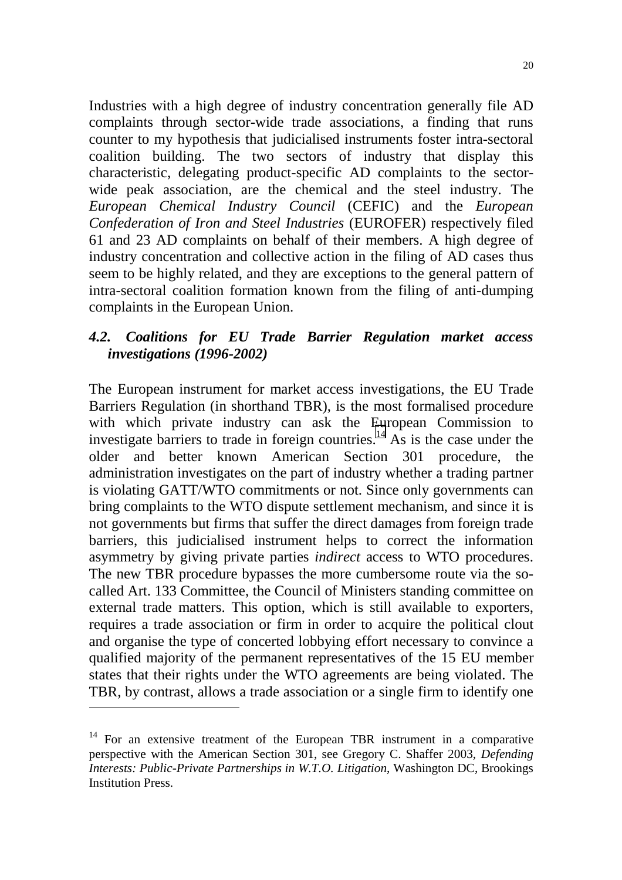Industries with a high degree of industry concentration generally file AD complaints through sector-wide trade associations, a finding that runs counter to my hypothesis that judicialised instruments foster intra-sectoral coalition building. The two sectors of industry that display this characteristic, delegating product-specific AD complaints to the sector-wide peak association, are the chemical and the steel industry. The *European Chemical Industry Council* (CEFIC) and the *European Confederation of Iron and Steel Industries* (EUROFER) respectively filed 61 and 23 AD complaints on behalf of their members. A high degree of industry concentration and collective action in the filing of AD cases thus seem to be highly related, and they are exceptions to the general pattern of intra-sectoral coalition formation known from the filing of anti-dumping complaints in the European Union.

### *4.2. Coalitions for EU Trade Barrier Regulation market access investigations (1996-2002)*

The European instrument for market access investigations, the EU Trade Barriers Regulation (in shorthand TBR), is the most formalised procedure with which private industry can ask the European Commission to investigate barriers to trade in foreign countries.[14] As is the case under the older and better known American Section 301 procedure, the administration investigates on the part of industry whether a trading partner is violating GATT/WTO commitments or not. Since only governments can bring complaints to the WTO dispute settlement mechanism, and since it is not governments but firms that suffer the direct damages from foreign trade barriers, this judicialised instrument helps to correct the information asymmetry by giving private parties *indirect* access to WTO procedures. The new TBR procedure bypasses the more cumbersome route via the so-called Art. 133 Committee, the Council of Ministers standing committee on external trade matters. This option, which is still available to exporters, requires a trade association or firm in order to acquire the political clout and organise the type of concerted lobbying effort necessary to convince a qualified majority of the permanent representatives of the 15 EU member states that their rights under the WTO agreements are being violated. The TBR, by contrast, allows a trade association or a single firm to identify one

---

[14] For an extensive treatment of the European TBR instrument in a comparative perspective with the American Section 301, see Gregory C. Shaffer 2003, *Defending Interests: Public-Private Partnerships in W.T.O. Litigation*, Washington DC, Brookings Institution Press.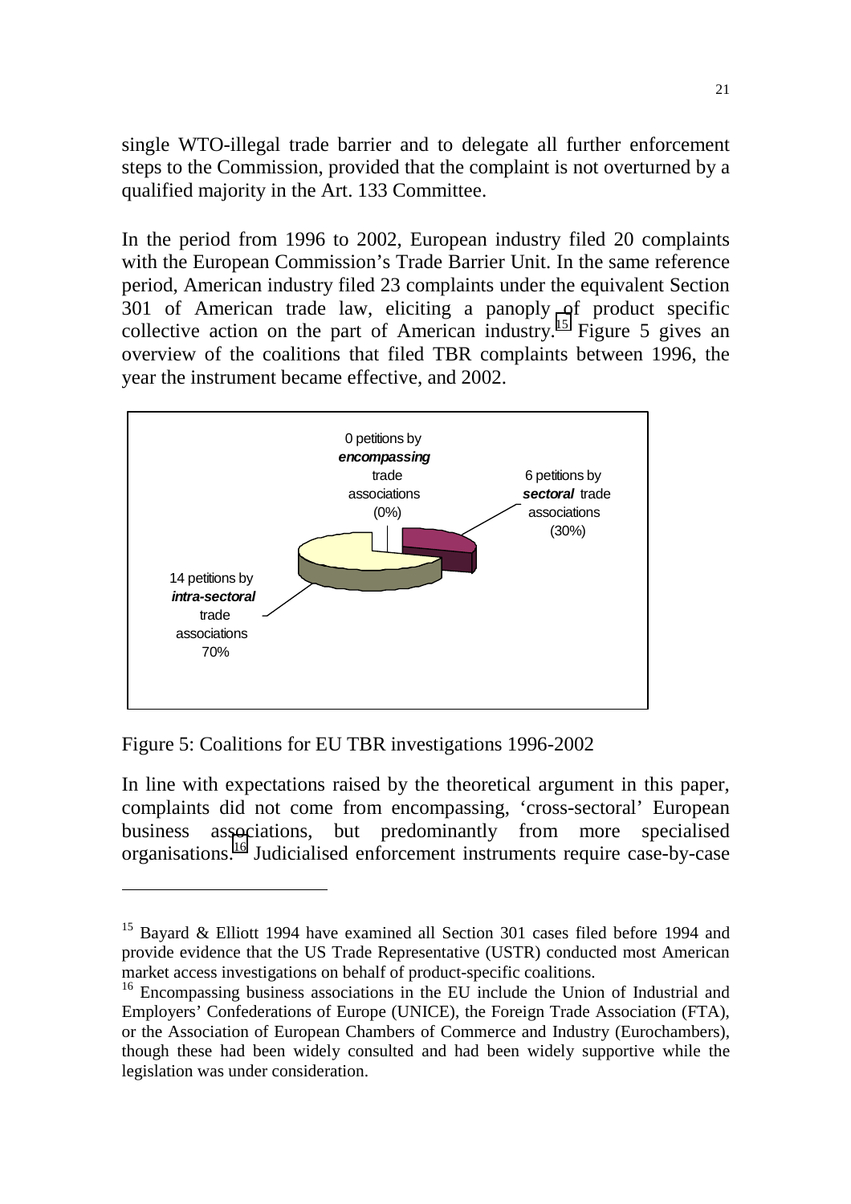single WTO-illegal trade barrier and to delegate all further enforcement steps to the Commission, provided that the complaint is not overturned by a qualified majority in the Art. 133 Committee.

In the period from 1996 to 2002, European industry filed 20 complaints with the European Commission's Trade Barrier Unit. In the same reference period, American industry filed 23 complaints under the equivalent Section 301 of American trade law, eliciting a panoply of product specific collective action on the part of American industry.[15] Figure 5 gives an overview of the coalitions that filed TBR complaints between 1996, the year the instrument became effective, and 2002.

0 petitions by ***encompassing*** trade associations (0%)

6 petitions by ***sectoral*** trade associations (30%)

14 petitions by ***intra-sectoral*** trade associations 70%

Figure 5: Coalitions for EU TBR investigations 1996-2002

In line with expectations raised by the theoretical argument in this paper, complaints did not come from encompassing, 'cross-sectoral' European business associations, but predominantly from more specialised organisations.[16] Judicialised enforcement instruments require case-by-case

---

[15] Bayard & Elliott 1994 have examined all Section 301 cases filed before 1994 and provide evidence that the US Trade Representative (USTR) conducted most American market access investigations on behalf of product-specific coalitions.

[16] Encompassing business associations in the EU include the Union of Industrial and Employers' Confederations of Europe (UNICE), the Foreign Trade Association (FTA), or the Association of European Chambers of Commerce and Industry (Eurochambers), though these had been widely consulted and had been widely supportive while the legislation was under consideration.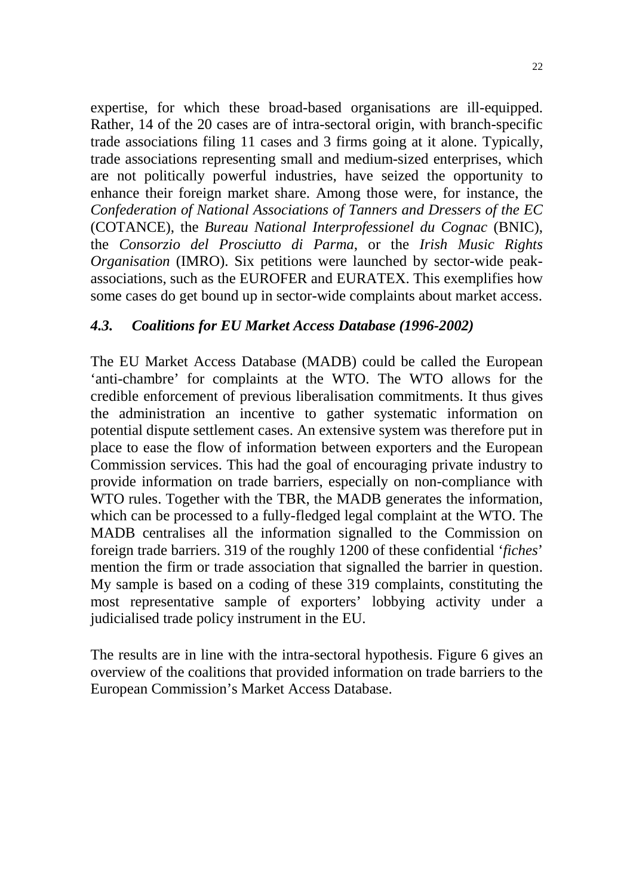expertise, for which these broad-based organisations are ill-equipped. Rather, 14 of the 20 cases are of intra-sectoral origin, with branch-specific trade associations filing 11 cases and 3 firms going at it alone. Typically, trade associations representing small and medium-sized enterprises, which are not politically powerful industries, have seized the opportunity to enhance their foreign market share. Among those were, for instance, the *Confederation of National Associations of Tanners and Dressers of the EC* (COTANCE), the *Bureau National Interprofessionel du Cognac* (BNIC), the *Consorzio del Prosciutto di Parma*, or the *Irish Music Rights Organisation* (IMRO). Six petitions were launched by sector-wide peak-associations, such as the EUROFER and EURATEX. This exemplifies how some cases do get bound up in sector-wide complaints about market access.

### *4.3. Coalitions for EU Market Access Database (1996-2002)*

The EU Market Access Database (MADB) could be called the European 'anti-chambre' for complaints at the WTO. The WTO allows for the credible enforcement of previous liberalisation commitments. It thus gives the administration an incentive to gather systematic information on potential dispute settlement cases. An extensive system was therefore put in place to ease the flow of information between exporters and the European Commission services. This had the goal of encouraging private industry to provide information on trade barriers, especially on non-compliance with WTO rules. Together with the TBR, the MADB generates the information, which can be processed to a fully-fledged legal complaint at the WTO. The MADB centralises all the information signalled to the Commission on foreign trade barriers. 319 of the roughly 1200 of these confidential '*fiches*' mention the firm or trade association that signalled the barrier in question. My sample is based on a coding of these 319 complaints, constituting the most representative sample of exporters' lobbying activity under a judicialised trade policy instrument in the EU.

The results are in line with the intra-sectoral hypothesis. Figure 6 gives an overview of the coalitions that provided information on trade barriers to the European Commission's Market Access Database.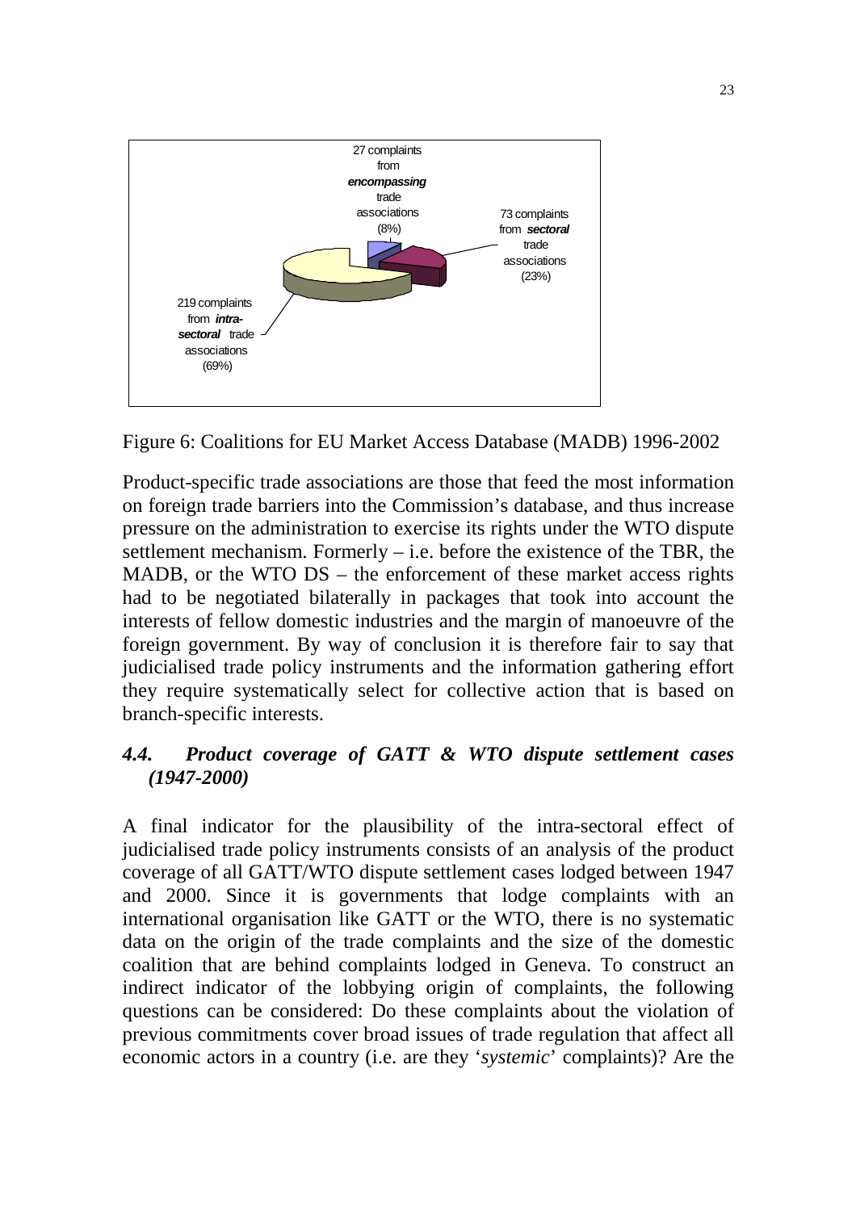27 complaints from ***encompassing*** trade associations (8%)

73 complaints from ***sectoral*** trade associations (23%)

219 complaints from ***intra-sectoral*** trade associations (69%)

Figure 6: Coalitions for EU Market Access Database (MADB) 1996-2002

Product-specific trade associations are those that feed the most information on foreign trade barriers into the Commission's database, and thus increase pressure on the administration to exercise its rights under the WTO dispute settlement mechanism. Formerly – i.e. before the existence of the TBR, the MADB, or the WTO DS – the enforcement of these market access rights had to be negotiated bilaterally in packages that took into account the interests of fellow domestic industries and the margin of manoeuvre of the foreign government. By way of conclusion it is therefore fair to say that judicialised trade policy instruments and the information gathering effort they require systematically select for collective action that is based on branch-specific interests.

### *4.4. Product coverage of GATT & WTO dispute settlement cases (1947-2000)*

A final indicator for the plausibility of the intra-sectoral effect of judicialised trade policy instruments consists of an analysis of the product coverage of all GATT/WTO dispute settlement cases lodged between 1947 and 2000. Since it is governments that lodge complaints with an international organisation like GATT or the WTO, there is no systematic data on the origin of the trade complaints and the size of the domestic coalition that are behind complaints lodged in Geneva. To construct an indirect indicator of the lobbying origin of complaints, the following questions can be considered: Do these complaints about the violation of previous commitments cover broad issues of trade regulation that affect all economic actors in a country (i.e. are they '*systemic*' complaints)? Are the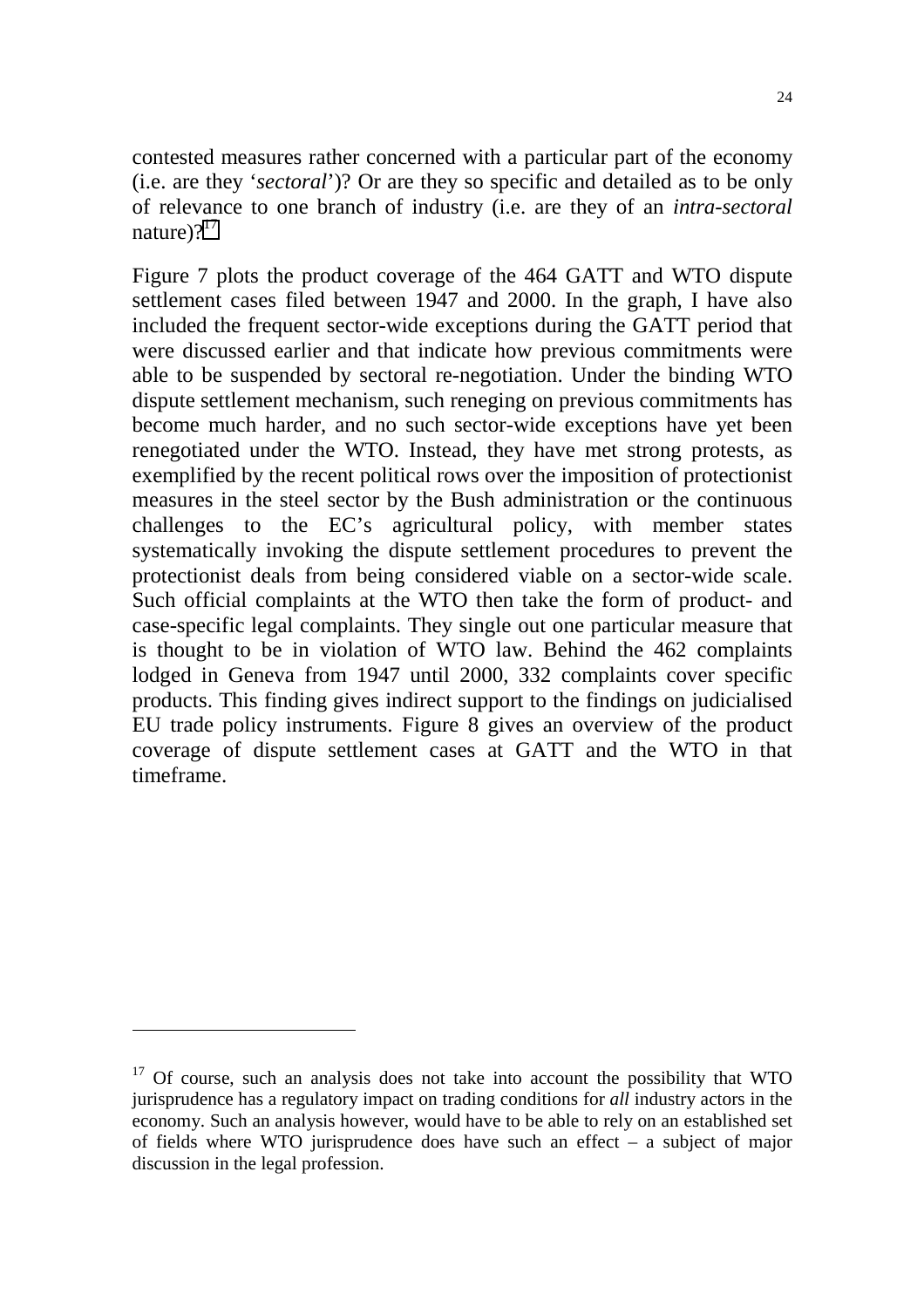contested measures rather concerned with a particular part of the economy (i.e. are they '*sectoral*')? Or are they so specific and detailed as to be only of relevance to one branch of industry (i.e. are they of an *intra-sectoral* nature)?[17]

Figure 7 plots the product coverage of the 464 GATT and WTO dispute settlement cases filed between 1947 and 2000. In the graph, I have also included the frequent sector-wide exceptions during the GATT period that were discussed earlier and that indicate how previous commitments were able to be suspended by sectoral re-negotiation. Under the binding WTO dispute settlement mechanism, such reneging on previous commitments has become much harder, and no such sector-wide exceptions have yet been renegotiated under the WTO. Instead, they have met strong protests, as exemplified by the recent political rows over the imposition of protectionist measures in the steel sector by the Bush administration or the continuous challenges to the EC's agricultural policy, with member states systematically invoking the dispute settlement procedures to prevent the protectionist deals from being considered viable on a sector-wide scale. Such official complaints at the WTO then take the form of product- and case-specific legal complaints. They single out one particular measure that is thought to be in violation of WTO law. Behind the 462 complaints lodged in Geneva from 1947 until 2000, 332 complaints cover specific products. This finding gives indirect support to the findings on judicialised EU trade policy instruments. Figure 8 gives an overview of the product coverage of dispute settlement cases at GATT and the WTO in that timeframe.

---

[17] Of course, such an analysis does not take into account the possibility that WTO jurisprudence has a regulatory impact on trading conditions for *all* industry actors in the economy. Such an analysis however, would have to be able to rely on an established set of fields where WTO jurisprudence does have such an effect – a subject of major discussion in the legal profession.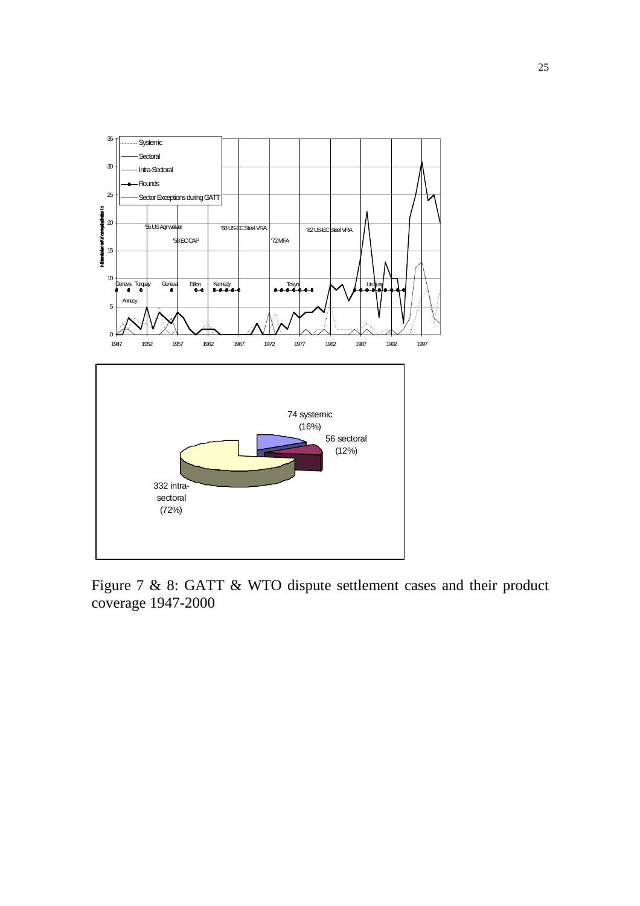Figure 7 & 8: GATT & WTO dispute settlement cases and their product coverage 1947-2000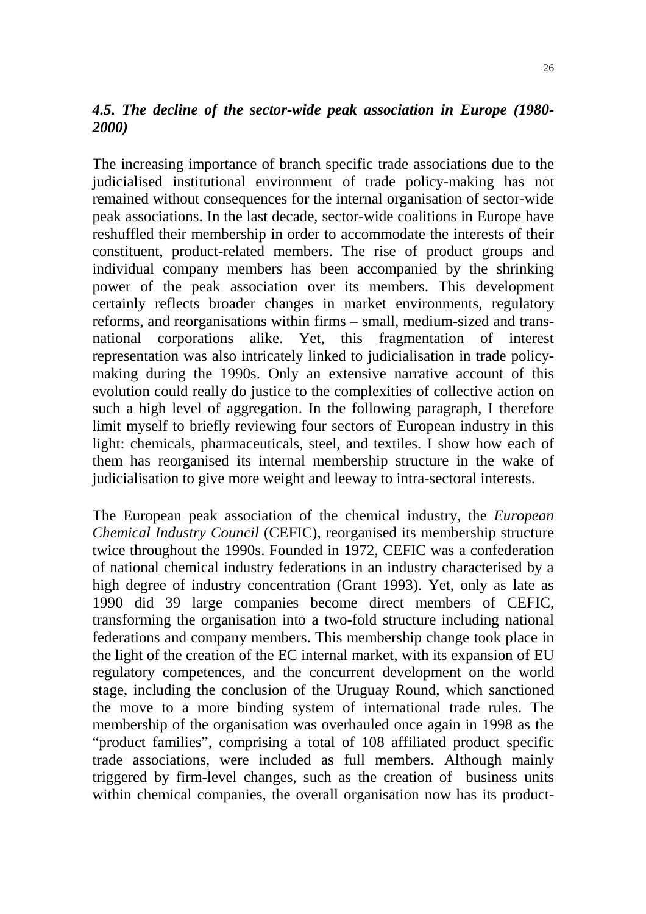### *4.5. The decline of the sector-wide peak association in Europe (1980-2000)*

The increasing importance of branch specific trade associations due to the judicialised institutional environment of trade policy-making has not remained without consequences for the internal organisation of sector-wide peak associations. In the last decade, sector-wide coalitions in Europe have reshuffled their membership in order to accommodate the interests of their constituent, product-related members. The rise of product groups and individual company members has been accompanied by the shrinking power of the peak association over its members. This development certainly reflects broader changes in market environments, regulatory reforms, and reorganisations within firms – small, medium-sized and trans-national corporations alike. Yet, this fragmentation of interest representation was also intricately linked to judicialisation in trade policy-making during the 1990s. Only an extensive narrative account of this evolution could really do justice to the complexities of collective action on such a high level of aggregation. In the following paragraph, I therefore limit myself to briefly reviewing four sectors of European industry in this light: chemicals, pharmaceuticals, steel, and textiles. I show how each of them has reorganised its internal membership structure in the wake of judicialisation to give more weight and leeway to intra-sectoral interests.

The European peak association of the chemical industry, the *European Chemical Industry Council* (CEFIC), reorganised its membership structure twice throughout the 1990s. Founded in 1972, CEFIC was a confederation of national chemical industry federations in an industry characterised by a high degree of industry concentration (Grant 1993). Yet, only as late as 1990 did 39 large companies become direct members of CEFIC, transforming the organisation into a two-fold structure including national federations and company members. This membership change took place in the light of the creation of the EC internal market, with its expansion of EU regulatory competences, and the concurrent development on the world stage, including the conclusion of the Uruguay Round, which sanctioned the move to a more binding system of international trade rules. The membership of the organisation was overhauled once again in 1998 as the "product families", comprising a total of 108 affiliated product specific trade associations, were included as full members. Although mainly triggered by firm-level changes, such as the creation of business units within chemical companies, the overall organisation now has its product-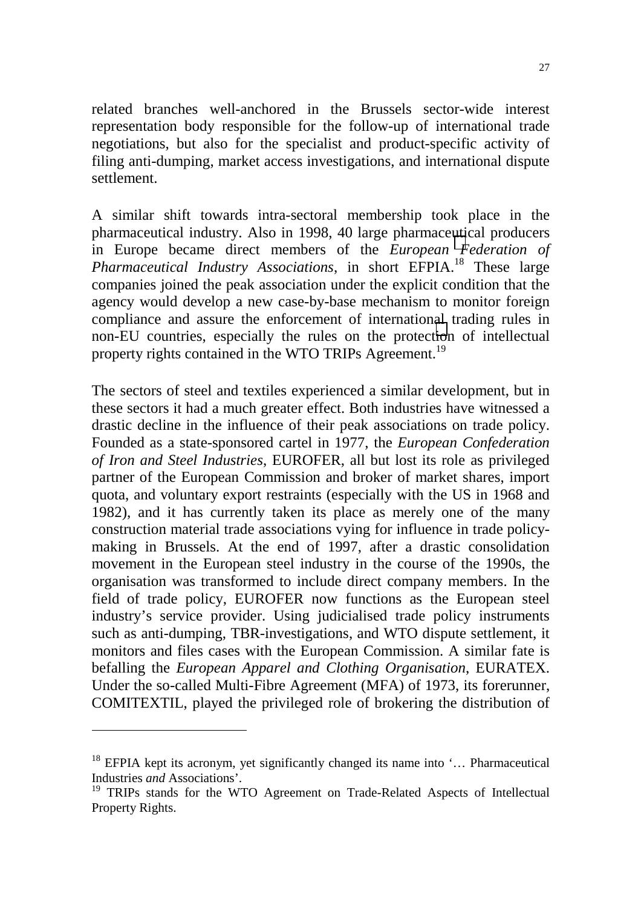related branches well-anchored in the Brussels sector-wide interest representation body responsible for the follow-up of international trade negotiations, but also for the specialist and product-specific activity of filing anti-dumping, market access investigations, and international dispute settlement.

A similar shift towards intra-sectoral membership took place in the pharmaceutical industry. Also in 1998, 40 large pharmaceutical producers in Europe became direct members of the *European Federation of Pharmaceutical Industry Associations*, in short EFPIA.[18] These large companies joined the peak association under the explicit condition that the agency would develop a new case-by-base mechanism to monitor foreign compliance and assure the enforcement of international trading rules in non-EU countries, especially the rules on the protection of intellectual property rights contained in the WTO TRIPs Agreement.[19]

The sectors of steel and textiles experienced a similar development, but in these sectors it had a much greater effect. Both industries have witnessed a drastic decline in the influence of their peak associations on trade policy. Founded as a state-sponsored cartel in 1977, the *European Confederation of Iron and Steel Industries*, EUROFER, all but lost its role as privileged partner of the European Commission and broker of market shares, import quota, and voluntary export restraints (especially with the US in 1968 and 1982), and it has currently taken its place as merely one of the many construction material trade associations vying for influence in trade policy-making in Brussels. At the end of 1997, after a drastic consolidation movement in the European steel industry in the course of the 1990s, the organisation was transformed to include direct company members. In the field of trade policy, EUROFER now functions as the European steel industry's service provider. Using judicialised trade policy instruments such as anti-dumping, TBR-investigations, and WTO dispute settlement, it monitors and files cases with the European Commission. A similar fate is befalling the *European Apparel and Clothing Organisation*, EURATEX. Under the so-called Multi-Fibre Agreement (MFA) of 1973, its forerunner, COMITEXTIL, played the privileged role of brokering the distribution of

---

[18] EFPIA kept its acronym, yet significantly changed its name into '… Pharmaceutical Industries *and* Associations'.

[19] TRIPs stands for the WTO Agreement on Trade-Related Aspects of Intellectual Property Rights.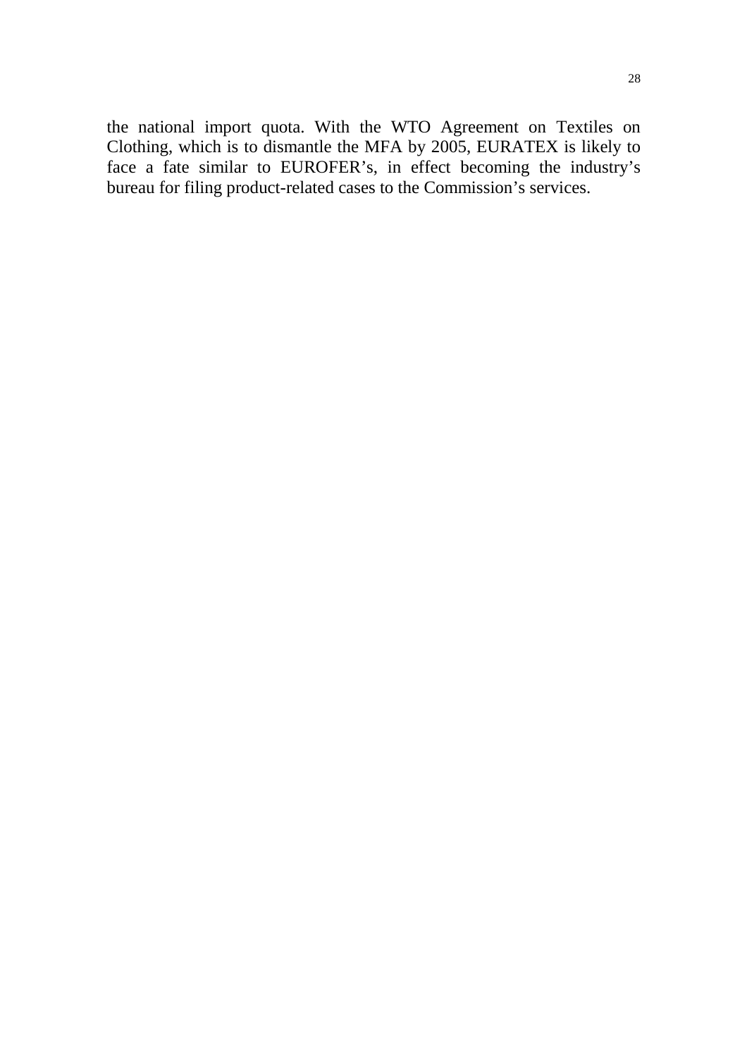the national import quota. With the WTO Agreement on Textiles on Clothing, which is to dismantle the MFA by 2005, EURATEX is likely to face a fate similar to EUROFER's, in effect becoming the industry's bureau for filing product-related cases to the Commission's services.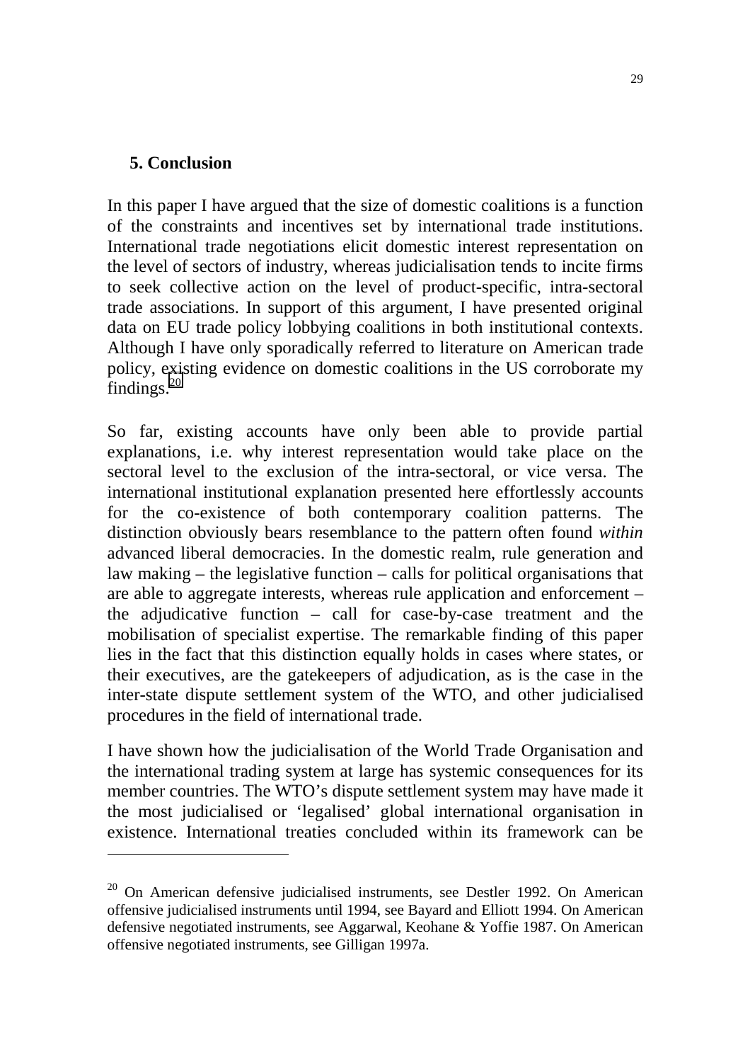## 5. Conclusion

In this paper I have argued that the size of domestic coalitions is a function of the constraints and incentives set by international trade institutions. International trade negotiations elicit domestic interest representation on the level of sectors of industry, whereas judicialisation tends to incite firms to seek collective action on the level of product-specific, intra-sectoral trade associations. In support of this argument, I have presented original data on EU trade policy lobbying coalitions in both institutional contexts. Although I have only sporadically referred to literature on American trade policy, existing evidence on domestic coalitions in the US corroborate my findings.[20]

So far, existing accounts have only been able to provide partial explanations, i.e. why interest representation would take place on the sectoral level to the exclusion of the intra-sectoral, or vice versa. The international institutional explanation presented here effortlessly accounts for the co-existence of both contemporary coalition patterns. The distinction obviously bears resemblance to the pattern often found *within* advanced liberal democracies. In the domestic realm, rule generation and law making – the legislative function – calls for political organisations that are able to aggregate interests, whereas rule application and enforcement – the adjudicative function – call for case-by-case treatment and the mobilisation of specialist expertise. The remarkable finding of this paper lies in the fact that this distinction equally holds in cases where states, or their executives, are the gatekeepers of adjudication, as is the case in the inter-state dispute settlement system of the WTO, and other judicialised procedures in the field of international trade.

I have shown how the judicialisation of the World Trade Organisation and the international trading system at large has systemic consequences for its member countries. The WTO's dispute settlement system may have made it the most judicialised or 'legalised' global international organisation in existence. International treaties concluded within its framework can be

---

[20] On American defensive judicialised instruments, see Destler 1992. On American offensive judicialised instruments until 1994, see Bayard and Elliott 1994. On American defensive negotiated instruments, see Aggarwal, Keohane & Yoffie 1987. On American offensive negotiated instruments, see Gilligan 1997a.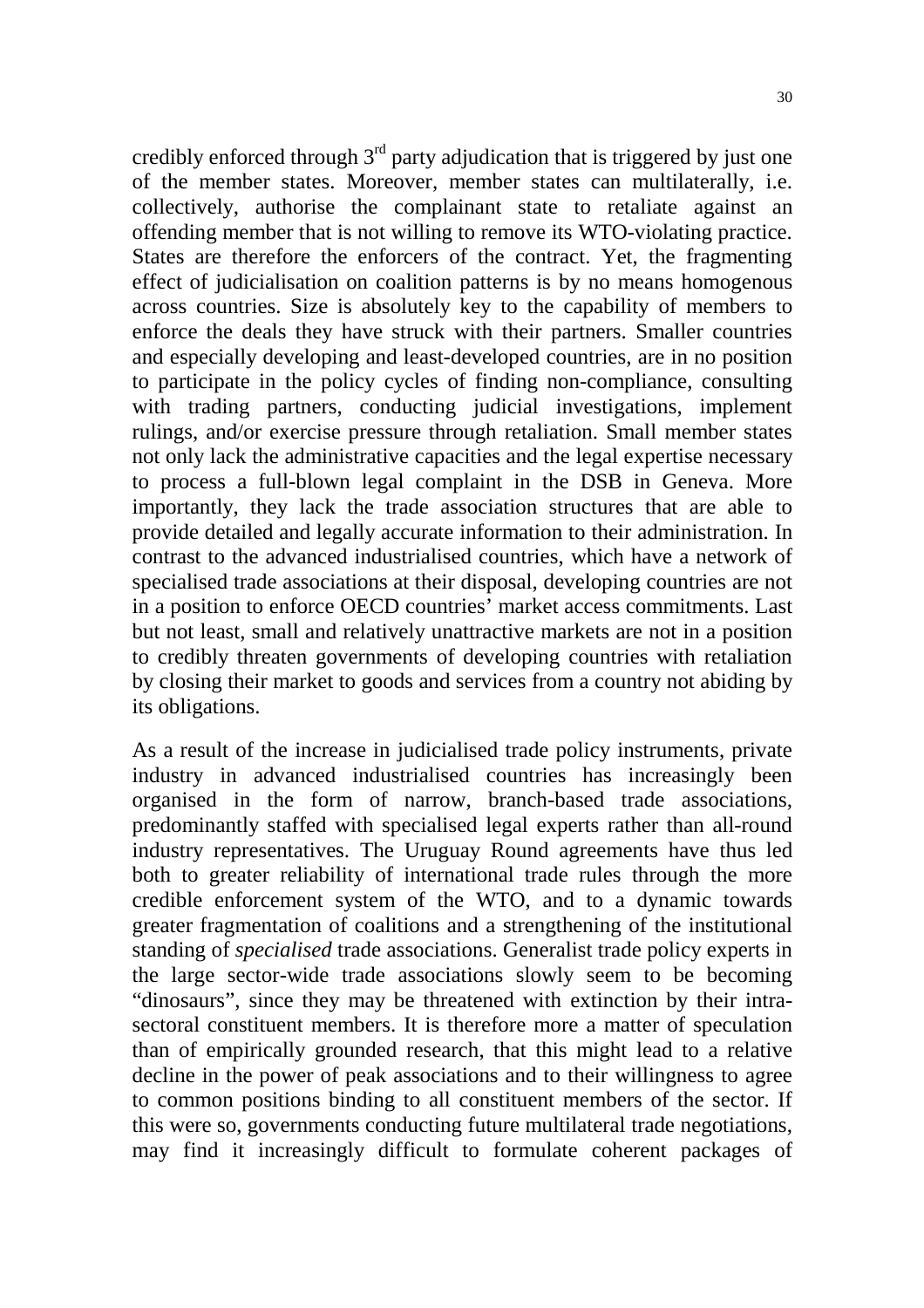credibly enforced through 3rd party adjudication that is triggered by just one of the member states. Moreover, member states can multilaterally, i.e. collectively, authorise the complainant state to retaliate against an offending member that is not willing to remove its WTO-violating practice. States are therefore the enforcers of the contract. Yet, the fragmenting effect of judicialisation on coalition patterns is by no means homogenous across countries. Size is absolutely key to the capability of members to enforce the deals they have struck with their partners. Smaller countries and especially developing and least-developed countries, are in no position to participate in the policy cycles of finding non-compliance, consulting with trading partners, conducting judicial investigations, implement rulings, and/or exercise pressure through retaliation. Small member states not only lack the administrative capacities and the legal expertise necessary to process a full-blown legal complaint in the DSB in Geneva. More importantly, they lack the trade association structures that are able to provide detailed and legally accurate information to their administration. In contrast to the advanced industrialised countries, which have a network of specialised trade associations at their disposal, developing countries are not in a position to enforce OECD countries' market access commitments. Last but not least, small and relatively unattractive markets are not in a position to credibly threaten governments of developing countries with retaliation by closing their market to goods and services from a country not abiding by its obligations.

As a result of the increase in judicialised trade policy instruments, private industry in advanced industrialised countries has increasingly been organised in the form of narrow, branch-based trade associations, predominantly staffed with specialised legal experts rather than all-round industry representatives. The Uruguay Round agreements have thus led both to greater reliability of international trade rules through the more credible enforcement system of the WTO, and to a dynamic towards greater fragmentation of coalitions and a strengthening of the institutional standing of *specialised* trade associations. Generalist trade policy experts in the large sector-wide trade associations slowly seem to be becoming "dinosaurs", since they may be threatened with extinction by their intra-sectoral constituent members. It is therefore more a matter of speculation than of empirically grounded research, that this might lead to a relative decline in the power of peak associations and to their willingness to agree to common positions binding to all constituent members of the sector. If this were so, governments conducting future multilateral trade negotiations, may find it increasingly difficult to formulate coherent packages of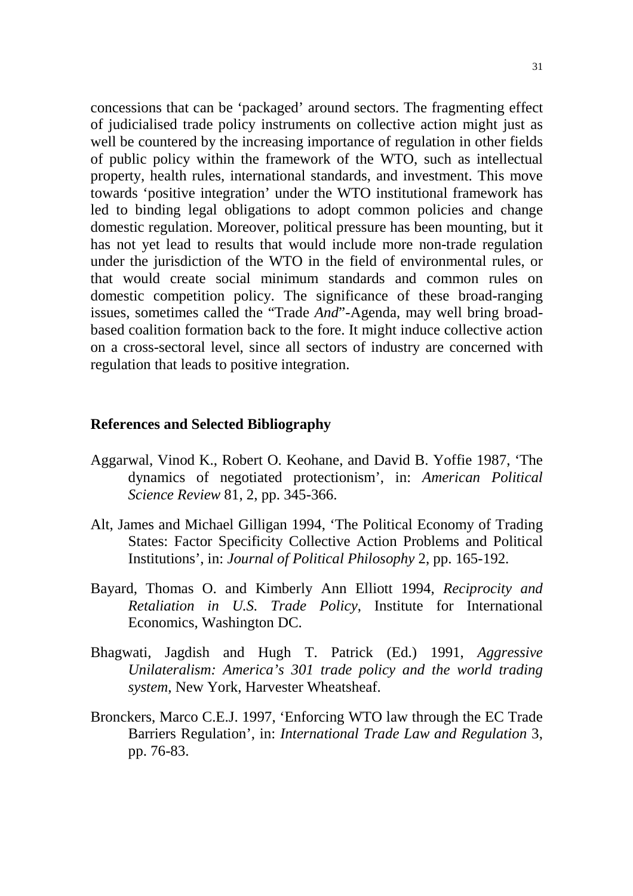concessions that can be 'packaged' around sectors. The fragmenting effect of judicialised trade policy instruments on collective action might just as well be countered by the increasing importance of regulation in other fields of public policy within the framework of the WTO, such as intellectual property, health rules, international standards, and investment. This move towards 'positive integration' under the WTO institutional framework has led to binding legal obligations to adopt common policies and change domestic regulation. Moreover, political pressure has been mounting, but it has not yet lead to results that would include more non-trade regulation under the jurisdiction of the WTO in the field of environmental rules, or that would create social minimum standards and common rules on domestic competition policy. The significance of these broad-ranging issues, sometimes called the "Trade *And*"-Agenda, may well bring broad-based coalition formation back to the fore. It might induce collective action on a cross-sectoral level, since all sectors of industry are concerned with regulation that leads to positive integration.

## References and Selected Bibliography

Aggarwal, Vinod K., Robert O. Keohane, and David B. Yoffie 1987, 'The dynamics of negotiated protectionism', in: *American Political Science Review* 81, 2, pp. 345-366.

Alt, James and Michael Gilligan 1994, 'The Political Economy of Trading States: Factor Specificity Collective Action Problems and Political Institutions', in: *Journal of Political Philosophy* 2, pp. 165-192.

Bayard, Thomas O. and Kimberly Ann Elliott 1994, *Reciprocity and Retaliation in U.S. Trade Policy*, Institute for International Economics, Washington DC.

Bhagwati, Jagdish and Hugh T. Patrick (Ed.) 1991, *Aggressive Unilateralism: America's 301 trade policy and the world trading system*, New York, Harvester Wheatsheaf.

Bronckers, Marco C.E.J. 1997, 'Enforcing WTO law through the EC Trade Barriers Regulation', in: *International Trade Law and Regulation* 3, pp. 76-83.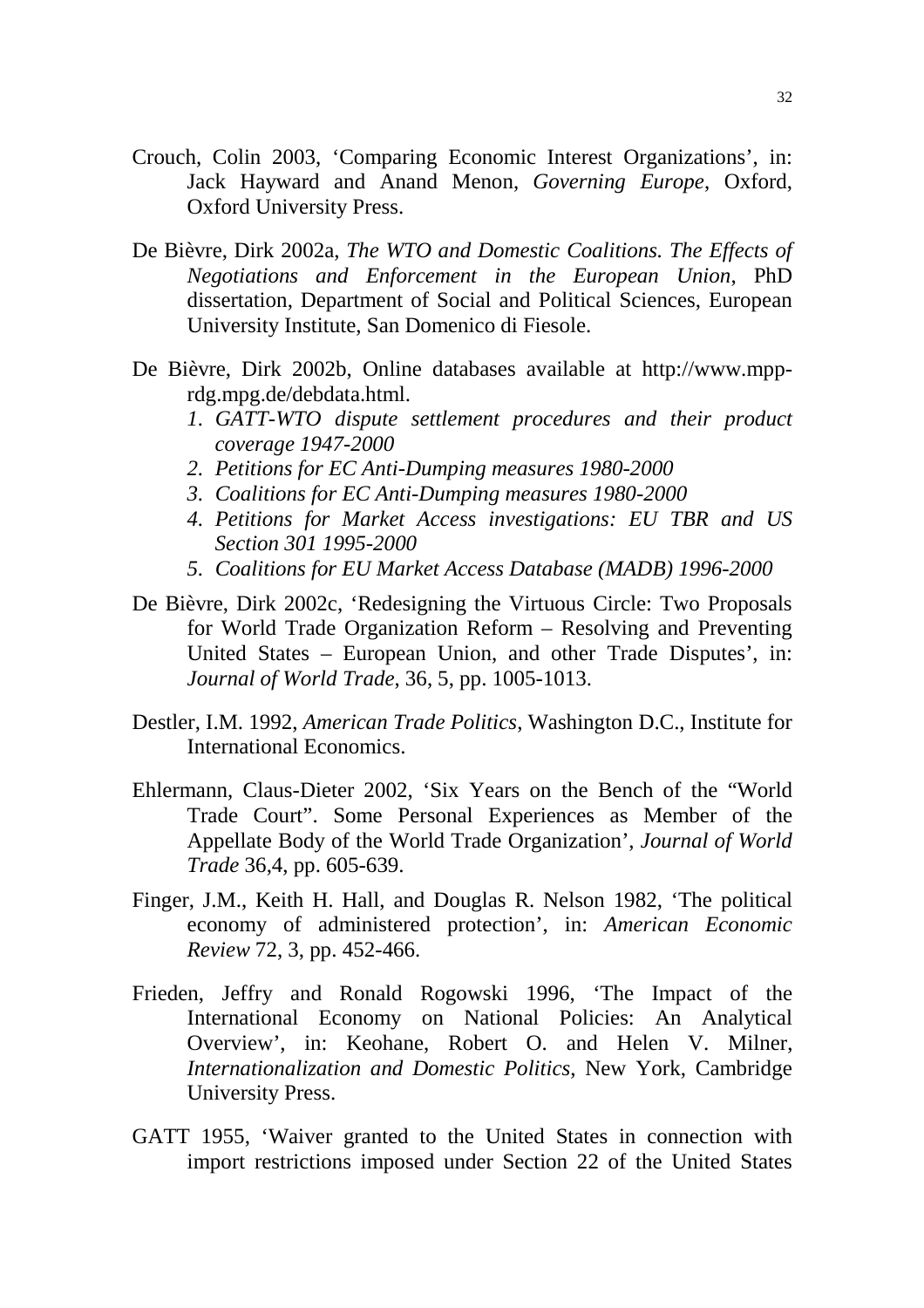Crouch, Colin 2003, 'Comparing Economic Interest Organizations', in: Jack Hayward and Anand Menon, *Governing Europe*, Oxford, Oxford University Press.

De Bièvre, Dirk 2002a, *The WTO and Domestic Coalitions. The Effects of Negotiations and Enforcement in the European Union*, PhD dissertation, Department of Social and Political Sciences, European University Institute, San Domenico di Fiesole.

De Bièvre, Dirk 2002b, Online databases available at http://www.mpp-rdg.mpg.de/debdata.html.

1. *GATT-WTO dispute settlement procedures and their product coverage 1947-2000*
2. *Petitions for EC Anti-Dumping measures 1980-2000*
3. *Coalitions for EC Anti-Dumping measures 1980-2000*
4. *Petitions for Market Access investigations: EU TBR and US Section 301 1995-2000*
5. *Coalitions for EU Market Access Database (MADB) 1996-2000*

De Bièvre, Dirk 2002c, 'Redesigning the Virtuous Circle: Two Proposals for World Trade Organization Reform – Resolving and Preventing United States – European Union, and other Trade Disputes', in: *Journal of World Trade*, 36, 5, pp. 1005-1013.

Destler, I.M. 1992, *American Trade Politics*, Washington D.C., Institute for International Economics.

Ehlermann, Claus-Dieter 2002, 'Six Years on the Bench of the "World Trade Court". Some Personal Experiences as Member of the Appellate Body of the World Trade Organization', *Journal of World Trade* 36,4, pp. 605-639.

Finger, J.M., Keith H. Hall, and Douglas R. Nelson 1982, 'The political economy of administered protection', in: *American Economic Review* 72, 3, pp. 452-466.

Frieden, Jeffry and Ronald Rogowski 1996, 'The Impact of the International Economy on National Policies: An Analytical Overview', in: Keohane, Robert O. and Helen V. Milner, *Internationalization and Domestic Politics*, New York, Cambridge University Press.

GATT 1955, 'Waiver granted to the United States in connection with import restrictions imposed under Section 22 of the United States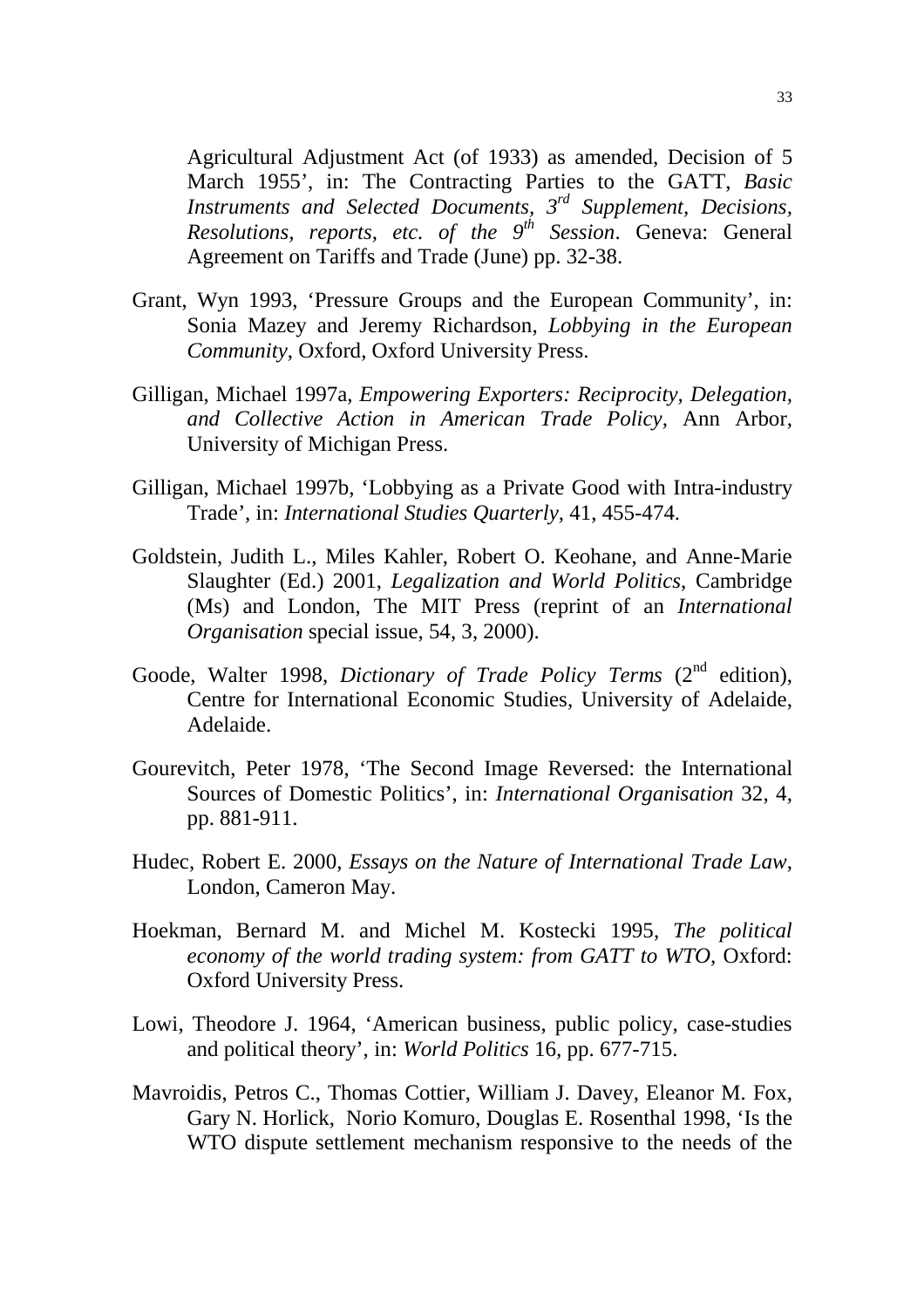Agricultural Adjustment Act (of 1933) as amended, Decision of 5 March 1955', in: The Contracting Parties to the GATT, *Basic Instruments and Selected Documents, 3rd Supplement, Decisions, Resolutions, reports, etc. of the 9th Session*. Geneva: General Agreement on Tariffs and Trade (June) pp. 32-38.

Grant, Wyn 1993, 'Pressure Groups and the European Community', in: Sonia Mazey and Jeremy Richardson, *Lobbying in the European Community*, Oxford, Oxford University Press.

Gilligan, Michael 1997a, *Empowering Exporters: Reciprocity, Delegation, and Collective Action in American Trade Policy*, Ann Arbor, University of Michigan Press.

Gilligan, Michael 1997b, 'Lobbying as a Private Good with Intra-industry Trade', in: *International Studies Quarterly*, 41, 455-474.

Goldstein, Judith L., Miles Kahler, Robert O. Keohane, and Anne-Marie Slaughter (Ed.) 2001, *Legalization and World Politics*, Cambridge (Ms) and London, The MIT Press (reprint of an *International Organisation* special issue, 54, 3, 2000).

Goode, Walter 1998, *Dictionary of Trade Policy Terms* (2nd edition), Centre for International Economic Studies, University of Adelaide, Adelaide.

Gourevitch, Peter 1978, 'The Second Image Reversed: the International Sources of Domestic Politics', in: *International Organisation* 32, 4, pp. 881-911.

Hudec, Robert E. 2000, *Essays on the Nature of International Trade Law*, London, Cameron May.

Hoekman, Bernard M. and Michel M. Kostecki 1995, *The political economy of the world trading system: from GATT to WTO*, Oxford: Oxford University Press.

Lowi, Theodore J. 1964, 'American business, public policy, case-studies and political theory', in: *World Politics* 16, pp. 677-715.

Mavroidis, Petros C., Thomas Cottier, William J. Davey, Eleanor M. Fox, Gary N. Horlick, Norio Komuro, Douglas E. Rosenthal 1998, 'Is the WTO dispute settlement mechanism responsive to the needs of the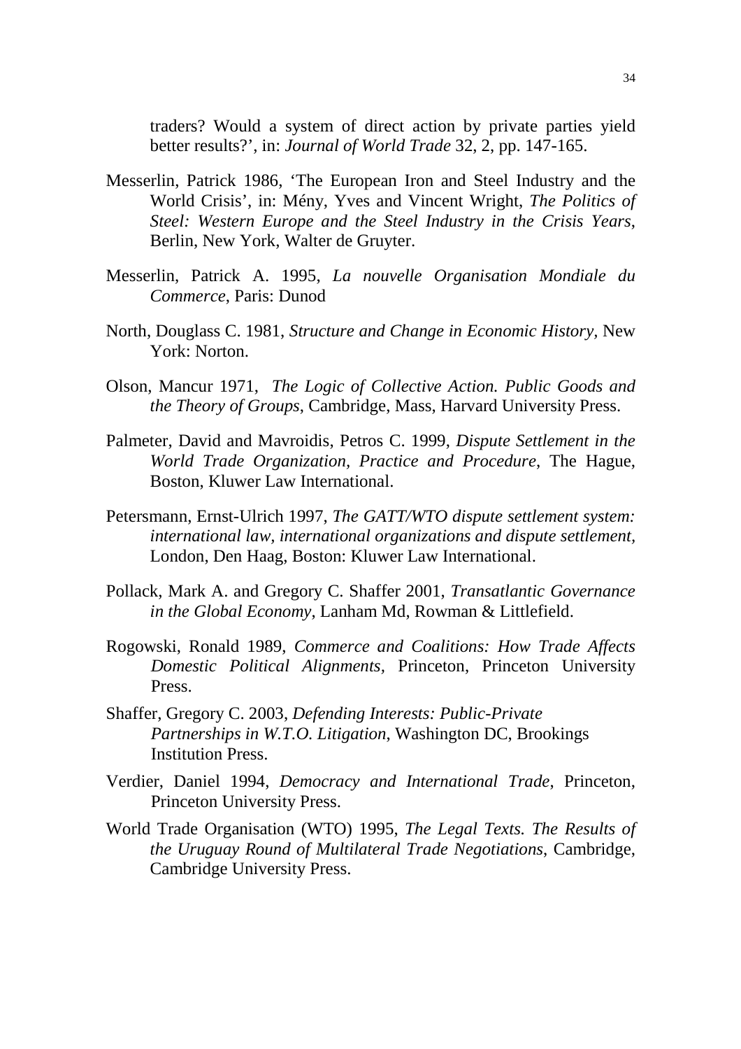traders? Would a system of direct action by private parties yield better results?', in: *Journal of World Trade* 32, 2, pp. 147-165.

Messerlin, Patrick 1986, 'The European Iron and Steel Industry and the World Crisis', in: Mény, Yves and Vincent Wright, *The Politics of Steel: Western Europe and the Steel Industry in the Crisis Years*, Berlin, New York, Walter de Gruyter.

Messerlin, Patrick A. 1995, *La nouvelle Organisation Mondiale du Commerce*, Paris: Dunod

North, Douglass C. 1981, *Structure and Change in Economic History,* New York: Norton.

Olson, Mancur 1971, *The Logic of Collective Action. Public Goods and the Theory of Groups*, Cambridge, Mass, Harvard University Press.

Palmeter, David and Mavroidis, Petros C. 1999, *Dispute Settlement in the World Trade Organization, Practice and Procedure*, The Hague, Boston, Kluwer Law International.

Petersmann, Ernst-Ulrich 1997, *The GATT/WTO dispute settlement system: international law, international organizations and dispute settlement,* London, Den Haag, Boston: Kluwer Law International.

Pollack, Mark A. and Gregory C. Shaffer 2001, *Transatlantic Governance in the Global Economy*, Lanham Md, Rowman & Littlefield.

Rogowski, Ronald 1989, *Commerce and Coalitions: How Trade Affects Domestic Political Alignments,* Princeton, Princeton University Press.

Shaffer, Gregory C. 2003, *Defending Interests: Public-Private Partnerships in W.T.O. Litigation*, Washington DC, Brookings Institution Press.

Verdier, Daniel 1994, *Democracy and International Trade*, Princeton, Princeton University Press.

World Trade Organisation (WTO) 1995, *The Legal Texts. The Results of the Uruguay Round of Multilateral Trade Negotiations*, Cambridge, Cambridge University Press.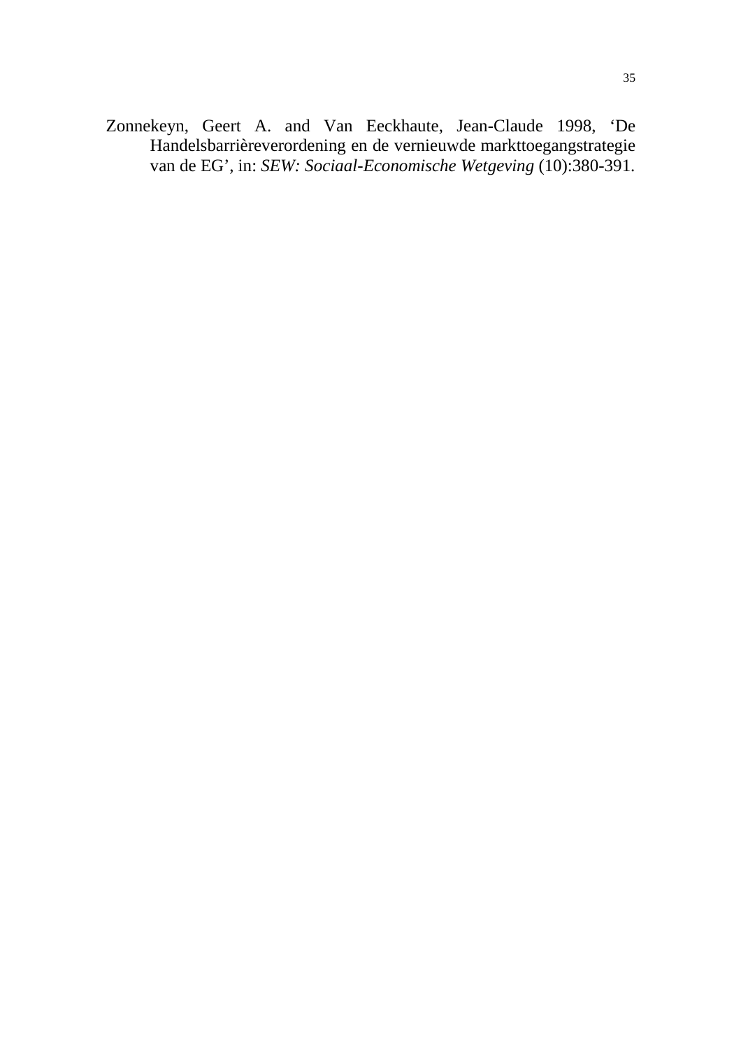Zonnekeyn, Geert A. and Van Eeckhaute, Jean-Claude 1998, ‘De Handelsbarrièreverordening en de vernieuwde markttoegangstrategie van de EG’, in: *SEW: Sociaal-Economische Wetgeving* (10):380-391.